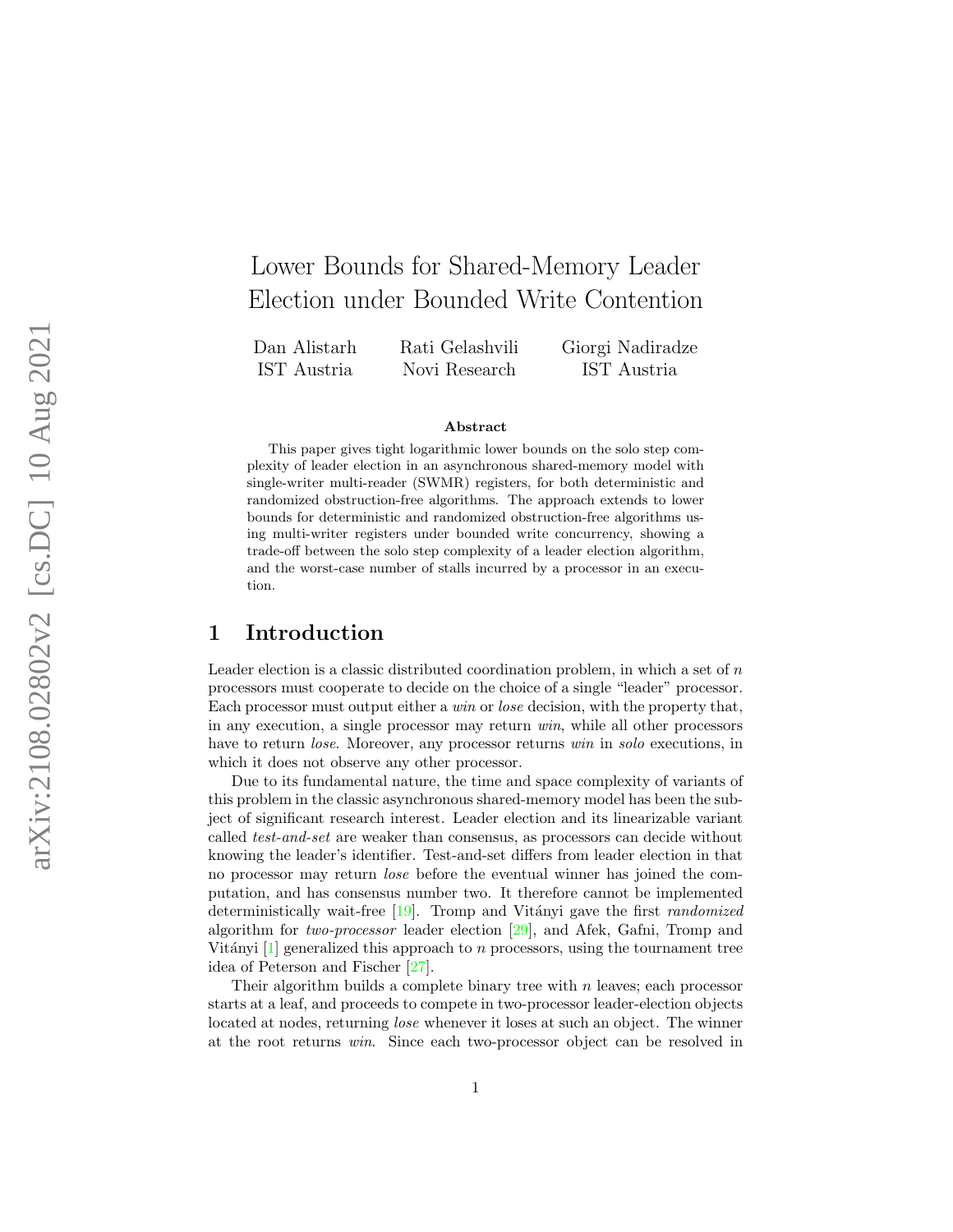# Lower Bounds for Shared-Memory Leader Election under Bounded Write Contention

Dan Alistarh
IST Austria

Rati Gelashvili
Novi Research

Giorgi Nadiradze
IST Austria

### Abstract

This paper gives tight logarithmic lower bounds on the solo step complexity of leader election in an asynchronous shared-memory model with single-writer multi-reader (SWMR) registers, for both deterministic and randomized obstruction-free algorithms. The approach extends to lower bounds for deterministic and randomized obstruction-free algorithms using multi-writer registers under bounded write concurrency, showing a trade-off between the solo step complexity of a leader election algorithm, and the worst-case number of stalls incurred by a processor in an execution.

## 1 Introduction

Leader election is a classic distributed coordination problem, in which a set of $n$ processors must cooperate to decide on the choice of a single "leader" processor. Each processor must output either a *win* or *lose* decision, with the property that, in any execution, a single processor may return *win*, while all other processors have to return *lose*. Moreover, any processor returns *win* in *solo* executions, in which it does not observe any other processor.

Due to its fundamental nature, the time and space complexity of variants of this problem in the classic asynchronous shared-memory model has been the subject of significant research interest. Leader election and its linearizable variant called *test-and-set* are weaker than consensus, as processors can decide without knowing the leader's identifier. Test-and-set differs from leader election in that no processor may return *lose* before the eventual winner has joined the computation, and has consensus number two. It therefore cannot be implemented deterministically wait-free [19]. Tromp and Vitányi gave the first *randomized* algorithm for *two-processor* leader election [29], and Afek, Gafni, Tromp and Vitányi [1] generalized this approach to $n$ processors, using the tournament tree idea of Peterson and Fischer [27].

Their algorithm builds a complete binary tree with $n$ leaves; each processor starts at a leaf, and proceeds to compete in two-processor leader-election objects located at nodes, returning *lose* whenever it loses at such an object. The winner at the root returns *win*. Since each two-processor object can be resolved in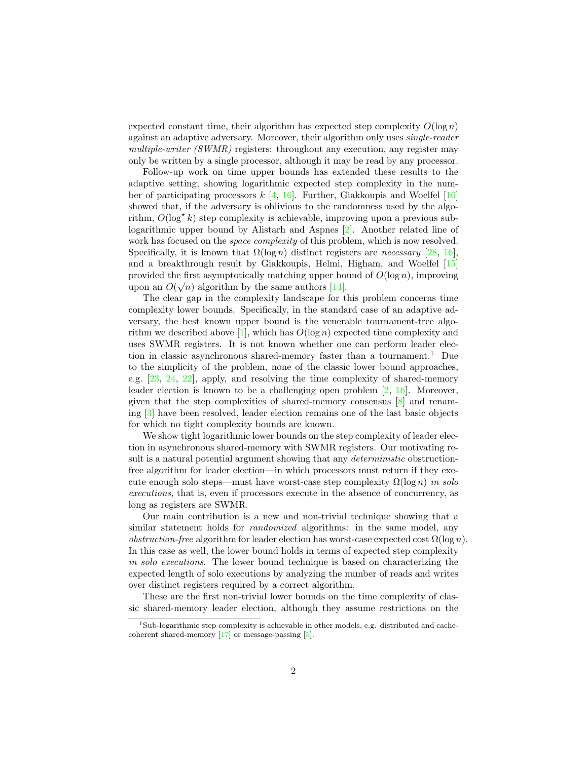expected constant time, their algorithm has expected step complexity $O(\log n)$ against an adaptive adversary. Moreover, their algorithm only uses *single-reader multiple-writer (SWMR)* registers: throughout any execution, any register may only be written by a single processor, although it may be read by any processor.

Follow-up work on time upper bounds has extended these results to the adaptive setting, showing logarithmic expected step complexity in the number of participating processors $k$ [4, 16]. Further, Giakkoupis and Woelfel [16] showed that, if the adversary is oblivious to the randomness used by the algorithm, $O(\log^\star k)$ step complexity is achievable, improving upon a previous sub-logarithmic upper bound by Alistarh and Aspnes [2]. Another related line of work has focused on the *space complexity* of this problem, which is now resolved. Specifically, it is known that $\Omega(\log n)$ distinct registers are *necessary* [28, 16], and a breakthrough result by Giakkoupis, Helmi, Higham, and Woelfel [15] provided the first asymptotically matching upper bound of $O(\log n)$, improving upon an $O(\sqrt{n})$ algorithm by the same authors [14].

The clear gap in the complexity landscape for this problem concerns time complexity lower bounds. Specifically, in the standard case of an adaptive adversary, the best known upper bound is the venerable tournament-tree algorithm we described above [1], which has $O(\log n)$ expected time complexity and uses SWMR registers. It is not known whether one can perform leader election in classic asynchronous shared-memory faster than a tournament.[1] Due to the simplicity of the problem, none of the classic lower bound approaches, e.g. [23, 24, 22], apply, and resolving the time complexity of shared-memory leader election is known to be a challenging open problem [2, 16]. Moreover, given that the step complexities of shared-memory consensus [8] and renaming [3] have been resolved, leader election remains one of the last basic objects for which no tight complexity bounds are known.

We show tight logarithmic lower bounds on the step complexity of leader election in asynchronous shared-memory with SWMR registers. Our motivating result is a natural potential argument showing that any *deterministic* obstruction-free algorithm for leader election—in which processors must return if they execute enough solo steps—must have worst-case step complexity $\Omega(\log n)$ *in solo executions*, that is, even if processors execute in the absence of concurrency, as long as registers are SWMR.

Our main contribution is a new and non-trivial technique showing that a similar statement holds for *randomized* algorithms: in the same model, any *obstruction-free* algorithm for leader election has worst-case expected cost $\Omega(\log n)$. In this case as well, the lower bound holds in terms of expected step complexity *in solo executions*. The lower bound technique is based on characterizing the expected length of solo executions by analyzing the number of reads and writes over distinct registers required by a correct algorithm.

These are the first non-trivial lower bounds on the time complexity of classic shared-memory leader election, although they assume restrictions on the

[1] Sub-logarithmic step complexity is achievable in other models, e.g. distributed and cache-coherent shared-memory [17] or message-passing [5].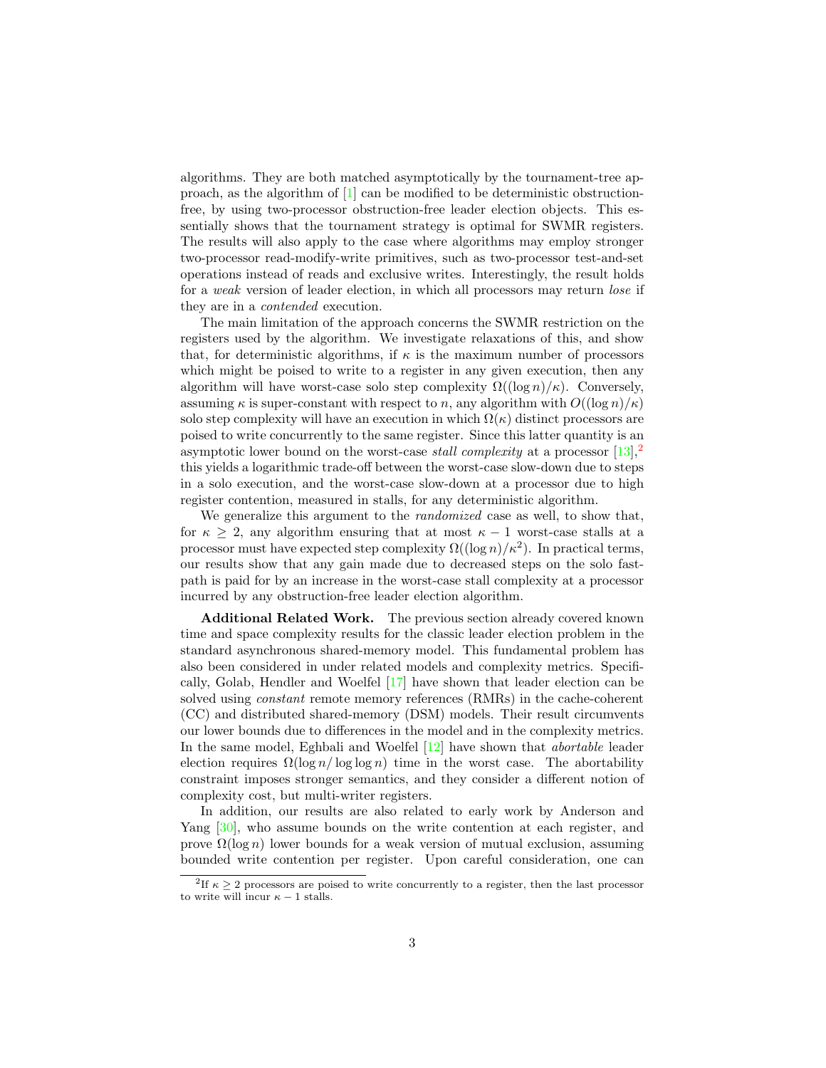algorithms. They are both matched asymptotically by the tournament-tree approach, as the algorithm of [1] can be modified to be deterministic obstruction-free, by using two-processor obstruction-free leader election objects. This essentially shows that the tournament strategy is optimal for SWMR registers. The results will also apply to the case where algorithms may employ stronger two-processor read-modify-write primitives, such as two-processor test-and-set operations instead of reads and exclusive writes. Interestingly, the result holds for a *weak* version of leader election, in which all processors may return *lose* if they are in a *contended* execution.

The main limitation of the approach concerns the SWMR restriction on the registers used by the algorithm. We investigate relaxations of this, and show that, for deterministic algorithms, if $\kappa$ is the maximum number of processors which might be poised to write to a register in any given execution, then any algorithm will have worst-case solo step complexity $\Omega((\log n)/\kappa)$. Conversely, assuming $\kappa$ is super-constant with respect to $n$, any algorithm with $O((\log n)/\kappa)$ solo step complexity will have an execution in which $\Omega(\kappa)$ distinct processors are poised to write concurrently to the same register. Since this latter quantity is an asymptotic lower bound on the worst-case *stall complexity* at a processor [13],[2] this yields a logarithmic trade-off between the worst-case slow-down due to steps in a solo execution, and the worst-case slow-down at a processor due to high register contention, measured in stalls, for any deterministic algorithm.

We generalize this argument to the *randomized* case as well, to show that, for $\kappa \geq 2$, any algorithm ensuring that at most $\kappa - 1$ worst-case stalls at a processor must have expected step complexity $\Omega((\log n)/\kappa^2)$. In practical terms, our results show that any gain made due to decreased steps on the solo fast-path is paid for by an increase in the worst-case stall complexity at a processor incurred by any obstruction-free leader election algorithm.

**Additional Related Work.** The previous section already covered known time and space complexity results for the classic leader election problem in the standard asynchronous shared-memory model. This fundamental problem has also been considered in under related models and complexity metrics. Specifically, Golab, Hendler and Woelfel [17] have shown that leader election can be solved using *constant* remote memory references (RMRs) in the cache-coherent (CC) and distributed shared-memory (DSM) models. Their result circumvents our lower bounds due to differences in the model and in the complexity metrics. In the same model, Eghbali and Woelfel [12] have shown that *abortable* leader election requires $\Omega(\log n/ \log\log n)$ time in the worst case. The abortability constraint imposes stronger semantics, and they consider a different notion of complexity cost, but multi-writer registers.

In addition, our results are also related to early work by Anderson and Yang [30], who assume bounds on the write contention at each register, and prove $\Omega(\log n)$ lower bounds for a weak version of mutual exclusion, assuming bounded write contention per register. Upon careful consideration, one can

[2] If $\kappa \geq 2$ processors are poised to write concurrently to a register, then the last processor to write will incur $\kappa - 1$ stalls.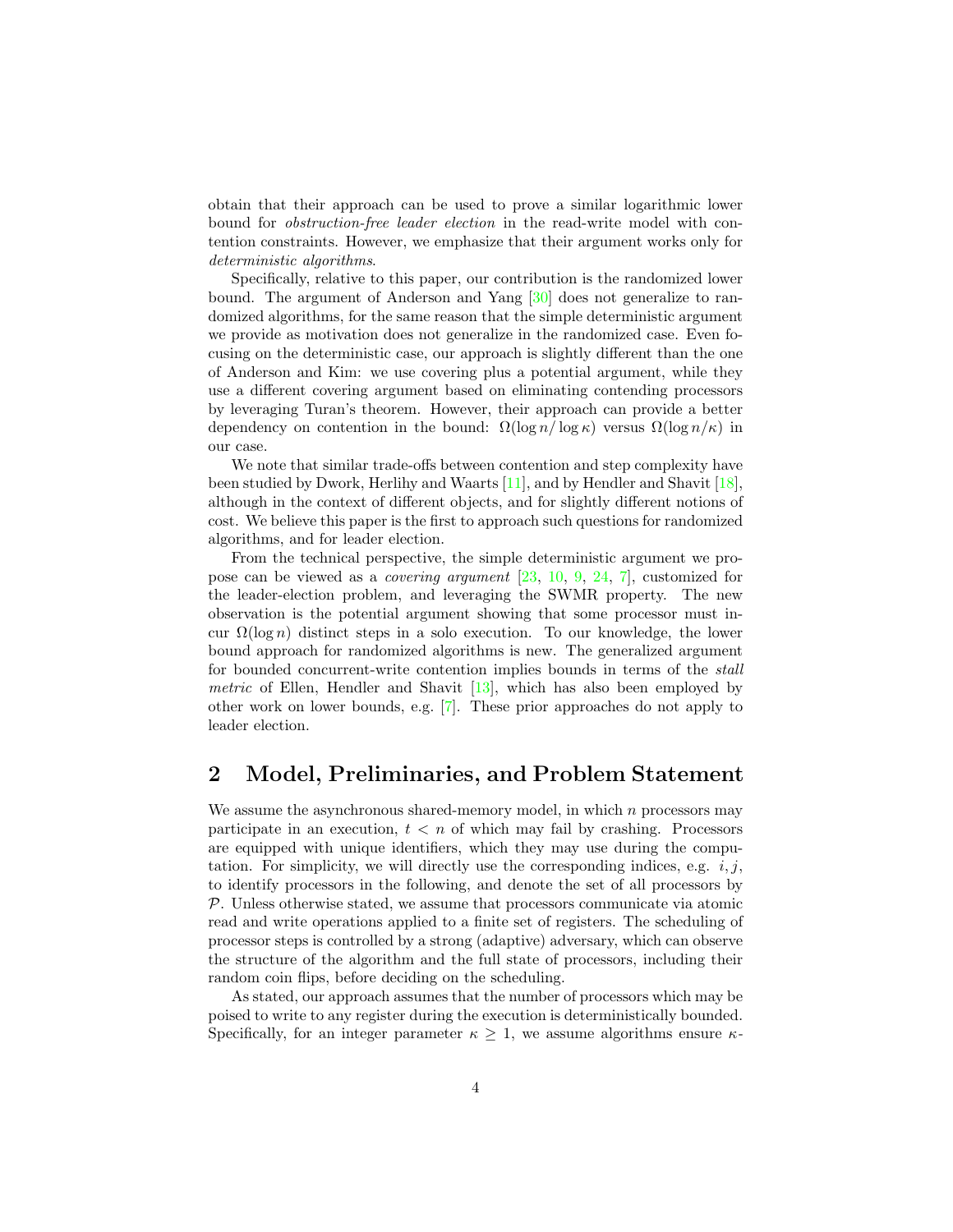obtain that their approach can be used to prove a similar logarithmic lower bound for *obstruction-free leader election* in the read-write model with contention constraints. However, we emphasize that their argument works only for *deterministic algorithms*.

Specifically, relative to this paper, our contribution is the randomized lower bound. The argument of Anderson and Yang [30] does not generalize to randomized algorithms, for the same reason that the simple deterministic argument we provide as motivation does not generalize in the randomized case. Even focusing on the deterministic case, our approach is slightly different than the one of Anderson and Kim: we use covering plus a potential argument, while they use a different covering argument based on eliminating contending processors by leveraging Turan's theorem. However, their approach can provide a better dependency on contention in the bound: $\Omega(\log n / \log \kappa)$ versus $\Omega(\log n/\kappa)$ in our case.

We note that similar trade-offs between contention and step complexity have been studied by Dwork, Herlihy and Waarts [11], and by Hendler and Shavit [18], although in the context of different objects, and for slightly different notions of cost. We believe this paper is the first to approach such questions for randomized algorithms, and for leader election.

From the technical perspective, the simple deterministic argument we propose can be viewed as a *covering argument* [23, 10, 9, 24, 7], customized for the leader-election problem, and leveraging the SWMR property. The new observation is the potential argument showing that some processor must incur $\Omega(\log n)$ distinct steps in a solo execution. To our knowledge, the lower bound approach for randomized algorithms is new. The generalized argument for bounded concurrent-write contention implies bounds in terms of the *stall metric* of Ellen, Hendler and Shavit [13], which has also been employed by other work on lower bounds, e.g. [7]. These prior approaches do not apply to leader election.

## 2 Model, Preliminaries, and Problem Statement

We assume the asynchronous shared-memory model, in which $n$ processors may participate in an execution, $t < n$ of which may fail by crashing. Processors are equipped with unique identifiers, which they may use during the computation. For simplicity, we will directly use the corresponding indices, e.g. $i, j$, to identify processors in the following, and denote the set of all processors by $\mathcal{P}$. Unless otherwise stated, we assume that processors communicate via atomic read and write operations applied to a finite set of registers. The scheduling of processor steps is controlled by a strong (adaptive) adversary, which can observe the structure of the algorithm and the full state of processors, including their random coin flips, before deciding on the scheduling.

As stated, our approach assumes that the number of processors which may be poised to write to any register during the execution is deterministically bounded. Specifically, for an integer parameter $\kappa \geq 1$, we assume algorithms ensure $\kappa$-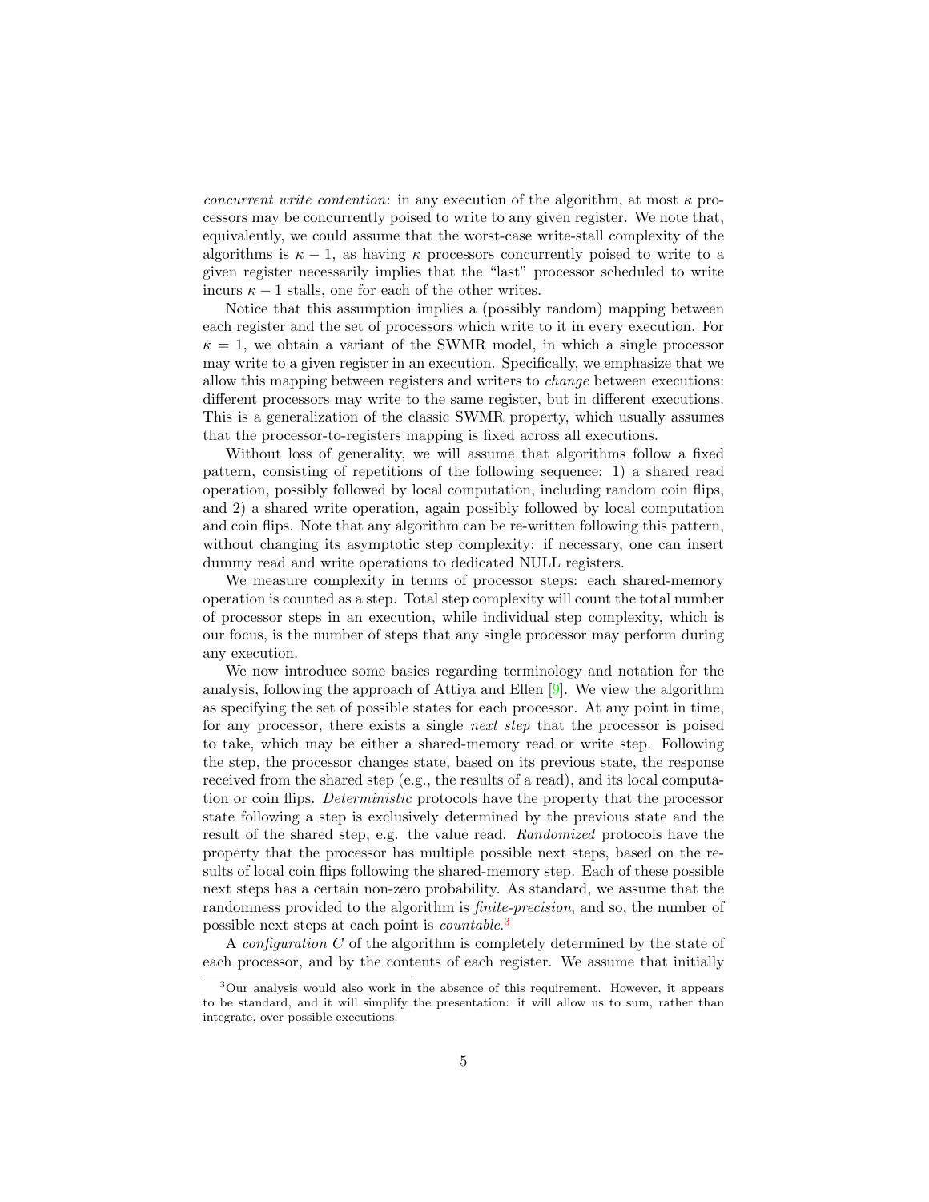*concurrent write contention*: in any execution of the algorithm, at most $\kappa$ processors may be concurrently poised to write to any given register. We note that, equivalently, we could assume that the worst-case write-stall complexity of the algorithms is $\kappa - 1$, as having $\kappa$ processors concurrently poised to write to a given register necessarily implies that the "last" processor scheduled to write incurs $\kappa - 1$ stalls, one for each of the other writes.

Notice that this assumption implies a (possibly random) mapping between each register and the set of processors which write to it in every execution. For $\kappa = 1$, we obtain a variant of the SWMR model, in which a single processor may write to a given register in an execution. Specifically, we emphasize that we allow this mapping between registers and writers to *change* between executions: different processors may write to the same register, but in different executions. This is a generalization of the classic SWMR property, which usually assumes that the processor-to-registers mapping is fixed across all executions.

Without loss of generality, we will assume that algorithms follow a fixed pattern, consisting of repetitions of the following sequence: 1) a shared read operation, possibly followed by local computation, including random coin flips, and 2) a shared write operation, again possibly followed by local computation and coin flips. Note that any algorithm can be re-written following this pattern, without changing its asymptotic step complexity: if necessary, one can insert dummy read and write operations to dedicated NULL registers.

We measure complexity in terms of processor steps: each shared-memory operation is counted as a step. Total step complexity will count the total number of processor steps in an execution, while individual step complexity, which is our focus, is the number of steps that any single processor may perform during any execution.

We now introduce some basics regarding terminology and notation for the analysis, following the approach of Attiya and Ellen [9]. We view the algorithm as specifying the set of possible states for each processor. At any point in time, for any processor, there exists a single *next step* that the processor is poised to take, which may be either a shared-memory read or write step. Following the step, the processor changes state, based on its previous state, the response received from the shared step (e.g., the results of a read), and its local computation or coin flips. *Deterministic* protocols have the property that the processor state following a step is exclusively determined by the previous state and the result of the shared step, e.g. the value read. *Randomized* protocols have the property that the processor has multiple possible next steps, based on the results of local coin flips following the shared-memory step. Each of these possible next steps has a certain non-zero probability. As standard, we assume that the randomness provided to the algorithm is *finite-precision*, and so, the number of possible next steps at each point is *countable*.[3]

A *configuration* $C$ of the algorithm is completely determined by the state of each processor, and by the contents of each register. We assume that initially

[3] Our analysis would also work in the absence of this requirement. However, it appears to be standard, and it will simplify the presentation: it will allow us to sum, rather than integrate, over possible executions.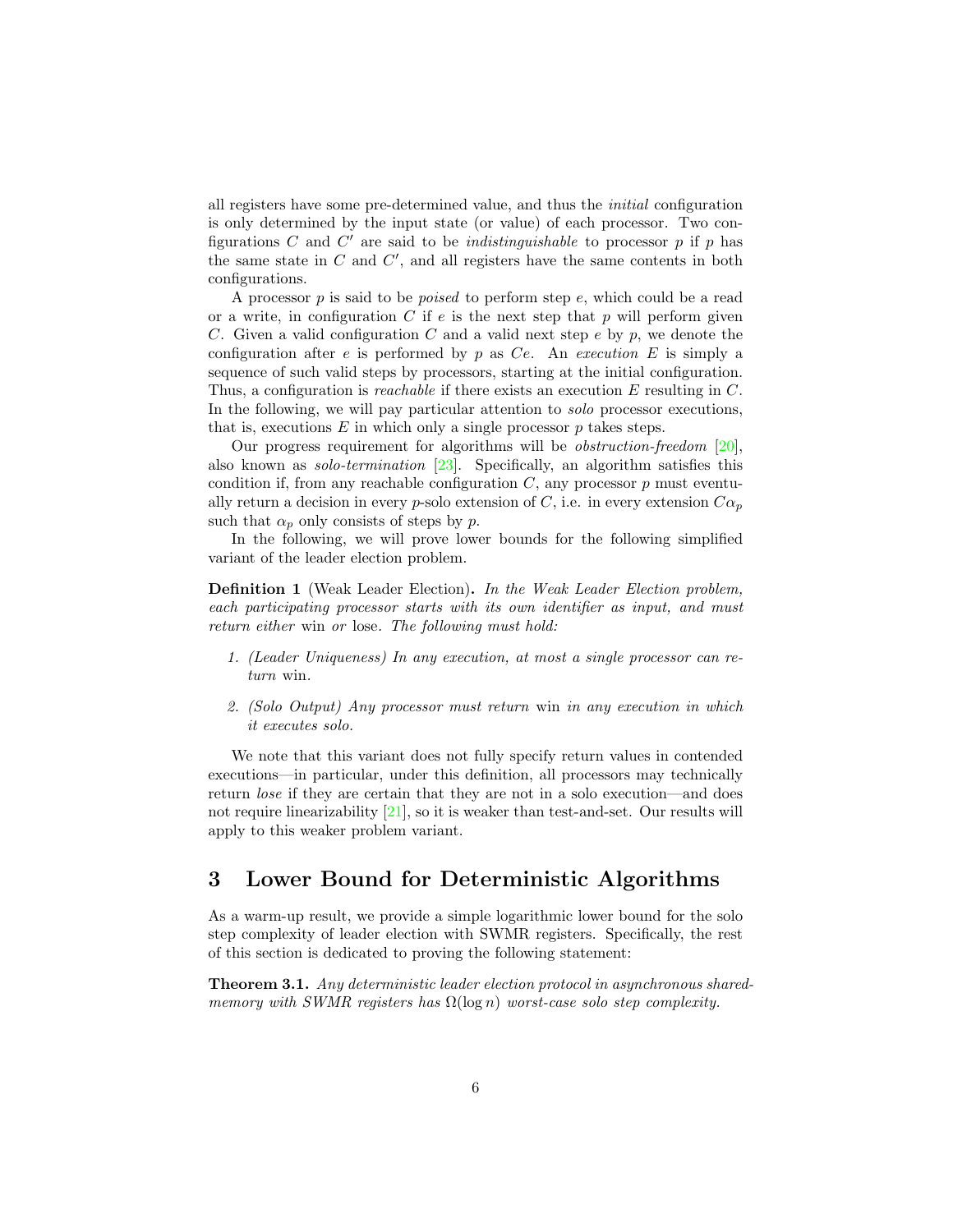all registers have some pre-determined value, and thus the *initial* configuration is only determined by the input state (or value) of each processor. Two configurations $C$ and $C'$ are said to be *indistinguishable* to processor $p$ if $p$ has the same state in $C$ and $C'$, and all registers have the same contents in both configurations.

A processor $p$ is said to be *poised* to perform step $e$, which could be a read or a write, in configuration $C$ if $e$ is the next step that $p$ will perform given $C$. Given a valid configuration $C$ and a valid next step $e$ by $p$, we denote the configuration after $e$ is performed by $p$ as $Ce$. An *execution* $E$ is simply a sequence of such valid steps by processors, starting at the initial configuration. Thus, a configuration is *reachable* if there exists an execution $E$ resulting in $C$. In the following, we will pay particular attention to *solo* processor executions, that is, executions $E$ in which only a single processor $p$ takes steps.

Our progress requirement for algorithms will be *obstruction-freedom* [20], also known as *solo-termination* [23]. Specifically, an algorithm satisfies this condition if, from any reachable configuration $C$, any processor $p$ must eventually return a decision in every $p$-solo extension of $C$, i.e. in every extension $C\alpha_p$ such that $\alpha_p$ only consists of steps by $p$.

In the following, we will prove lower bounds for the following simplified variant of the leader election problem.

**Definition 1** (Weak Leader Election)**.** *In the Weak Leader Election problem, each participating processor starts with its own identifier as input, and must return either* win *or* lose*. The following must hold:*

1. *(Leader Uniqueness) In any execution, at most a single processor can return* win*.*
2. *(Solo Output) Any processor must return* win *in any execution in which it executes solo.*

We note that this variant does not fully specify return values in contended executions—in particular, under this definition, all processors may technically return *lose* if they are certain that they are not in a solo execution—and does not require linearizability [21], so it is weaker than test-and-set. Our results will apply to this weaker problem variant.

## 3 Lower Bound for Deterministic Algorithms

As a warm-up result, we provide a simple logarithmic lower bound for the solo step complexity of leader election with SWMR registers. Specifically, the rest of this section is dedicated to proving the following statement:

**Theorem 3.1.** *Any deterministic leader election protocol in asynchronous shared-memory with SWMR registers has $\Omega(\log n)$ worst-case solo step complexity.*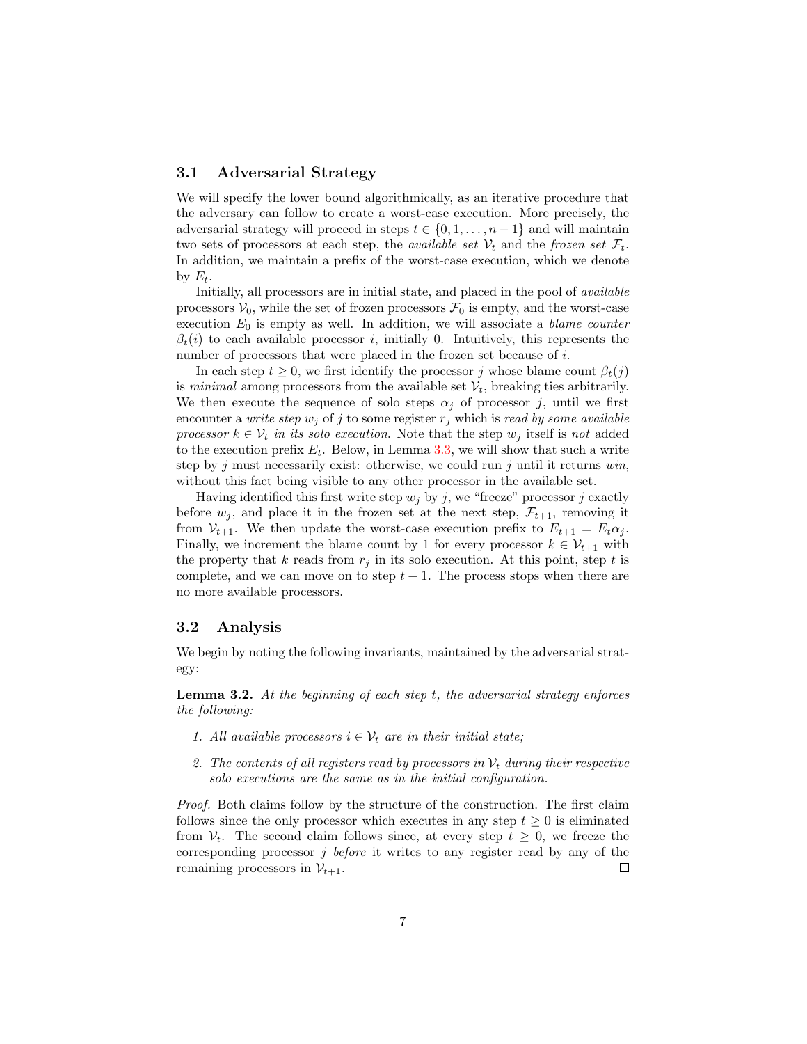### 3.1 Adversarial Strategy

We will specify the lower bound algorithmically, as an iterative procedure that the adversary can follow to create a worst-case execution. More precisely, the adversarial strategy will proceed in steps $t \in \{0, 1, \ldots, n-1\}$ and will maintain two sets of processors at each step, the *available set* $\mathcal{V}_t$ and the *frozen set* $\mathcal{F}_t$. In addition, we maintain a prefix of the worst-case execution, which we denote by $E_t$.

Initially, all processors are in initial state, and placed in the pool of *available* processors $\mathcal{V}_0$, while the set of frozen processors $\mathcal{F}_0$ is empty, and the worst-case execution $E_0$ is empty as well. In addition, we will associate a *blame counter* $\beta_t(i)$ to each available processor $i$, initially 0. Intuitively, this represents the number of processors that were placed in the frozen set because of $i$.

In each step $t \geq 0$, we first identify the processor $j$ whose blame count $\beta_t(j)$ is *minimal* among processors from the available set $\mathcal{V}_t$, breaking ties arbitrarily. We then execute the sequence of solo steps $\alpha_j$ of processor $j$, until we first encounter a *write step* $w_j$ of $j$ to some register $r_j$ which is *read by some available processor* $k \in \mathcal{V}_t$ *in its solo execution*. Note that the step $w_j$ itself is *not* added to the execution prefix $E_t$. Below, in Lemma 3.3, we will show that such a write step by $j$ must necessarily exist: otherwise, we could run $j$ until it returns *win*, without this fact being visible to any other processor in the available set.

Having identified this first write step $w_j$ by $j$, we "freeze" processor $j$ exactly before $w_j$, and place it in the frozen set at the next step, $\mathcal{F}_{t+1}$, removing it from $\mathcal{V}_{t+1}$. We then update the worst-case execution prefix to $E_{t+1} = E_t \alpha_j$. Finally, we increment the blame count by 1 for every processor $k \in \mathcal{V}_{t+1}$ with the property that $k$ reads from $r_j$ in its solo execution. At this point, step $t$ is complete, and we can move on to step $t+1$. The process stops when there are no more available processors.

### 3.2 Analysis

We begin by noting the following invariants, maintained by the adversarial strategy:

**Lemma 3.2.** *At the beginning of each step $t$, the adversarial strategy enforces the following:*

1. *All available processors $i \in \mathcal{V}_t$ are in their initial state;*
2. *The contents of all registers read by processors in $\mathcal{V}_t$ during their respective solo executions are the same as in the initial configuration.*

*Proof.* Both claims follow by the structure of the construction. The first claim follows since the only processor which executes in any step $t \geq 0$ is eliminated from $\mathcal{V}_t$. The second claim follows since, at every step $t \geq 0$, we freeze the corresponding processor $j$ *before* it writes to any register read by any of the remaining processors in $\mathcal{V}_{t+1}$. $\square$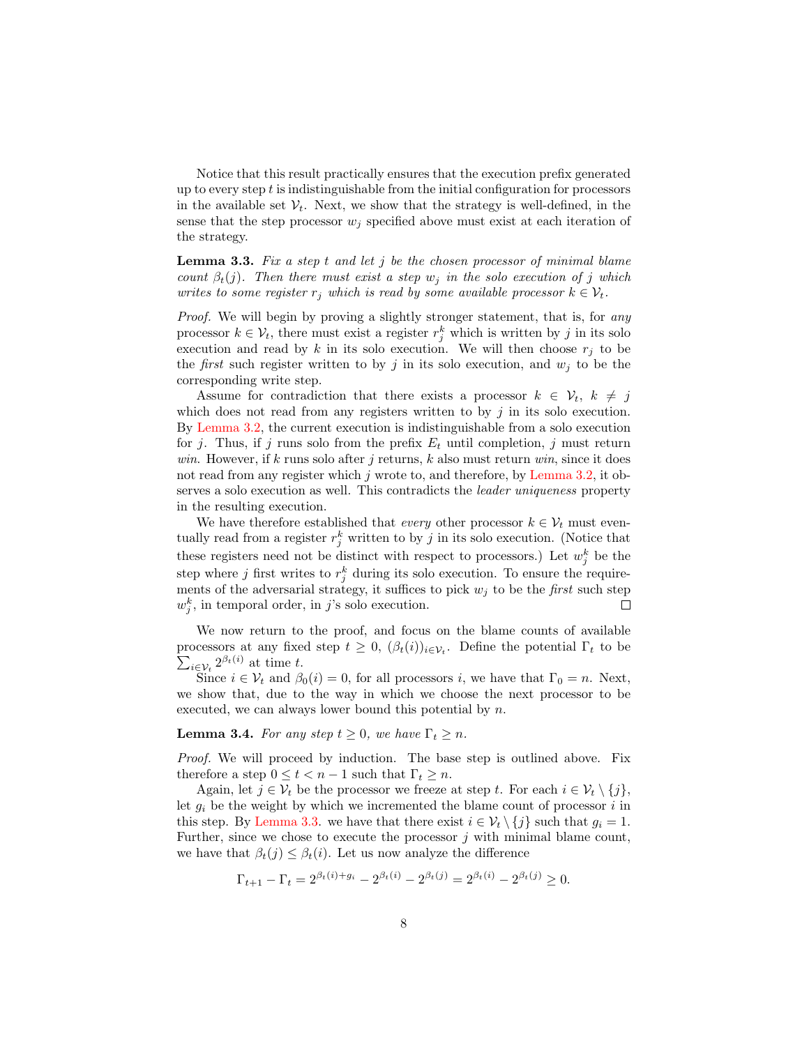Notice that this result practically ensures that the execution prefix generated up to every step $t$ is indistinguishable from the initial configuration for processors in the available set $\mathcal{V}_t$. Next, we show that the strategy is well-defined, in the sense that the step processor $w_j$ specified above must exist at each iteration of the strategy.

**Lemma 3.3.** *Fix a step $t$ and let $j$ be the chosen processor of minimal blame count $\beta_t(j)$. Then there must exist a step $w_j$ in the solo execution of $j$ which writes to some register $r_j$ which is read by some available processor $k \in \mathcal{V}_t$.*

*Proof.* We will begin by proving a slightly stronger statement, that is, for *any* processor $k \in \mathcal{V}_t$, there must exist a register $r_j^k$ which is written by $j$ in its solo execution and read by $k$ in its solo execution. We will then choose $r_j$ to be the *first* such register written to by $j$ in its solo execution, and $w_j$ to be the corresponding write step.

Assume for contradiction that there exists a processor $k \in \mathcal{V}_t$, $k \neq j$ which does not read from any registers written to by $j$ in its solo execution. By Lemma 3.2, the current execution is indistinguishable from a solo execution for $j$. Thus, if $j$ runs solo from the prefix $E_t$ until completion, $j$ must return *win*. However, if $k$ runs solo after $j$ returns, $k$ also must return *win*, since it does not read from any register which $j$ wrote to, and therefore, by Lemma 3.2, it observes a solo execution as well. This contradicts the *leader uniqueness* property in the resulting execution.

We have therefore established that *every* other processor $k \in \mathcal{V}_t$ must eventually read from a register $r_j^k$ written to by $j$ in its solo execution. (Notice that these registers need not be distinct with respect to processors.) Let $w_j^k$ be the step where $j$ first writes to $r_j^k$ during its solo execution. To ensure the requirements of the adversarial strategy, it suffices to pick $w_j$ to be the *first* such step $w_j^k$, in temporal order, in $j$'s solo execution. ◻

We now return to the proof, and focus on the blame counts of available processors at any fixed step $t \geq 0$, $(\beta_t(i))_{i \in \mathcal{V}_t}$. Define the potential $\Gamma_t$ to be $\sum_{i \in \mathcal{V}_t} 2^{\beta_t(i)}$ at time $t$.

Since $i \in \mathcal{V}_t$ and $\beta_0(i) = 0$, for all processors $i$, we have that $\Gamma_0 = n$. Next, we show that, due to the way in which we choose the next processor to be executed, we can always lower bound this potential by $n$.

**Lemma 3.4.** *For any step $t \geq 0$, we have $\Gamma_t \geq n$.*

*Proof.* We will proceed by induction. The base step is outlined above. Fix therefore a step $0 \leq t < n - 1$ such that $\Gamma_t \geq n$.

Again, let $j \in \mathcal{V}_t$ be the processor we freeze at step $t$. For each $i \in \mathcal{V}_t \setminus \{j\}$, let $g_i$ be the weight by which we incremented the blame count of processor $i$ in this step. By Lemma 3.3. we have that there exist $i \in \mathcal{V}_t \setminus \{j\}$ such that $g_i = 1$. Further, since we chose to execute the processor $j$ with minimal blame count, we have that $\beta_t(j) \leq \beta_t(i)$. Let us now analyze the difference

$$\Gamma_{t+1} - \Gamma_t = 2^{\beta_t(i)+g_i} - 2^{\beta_t(i)} - 2^{\beta_t(j)} = 2^{\beta_t(i)} - 2^{\beta_t(j)} \geq 0.$$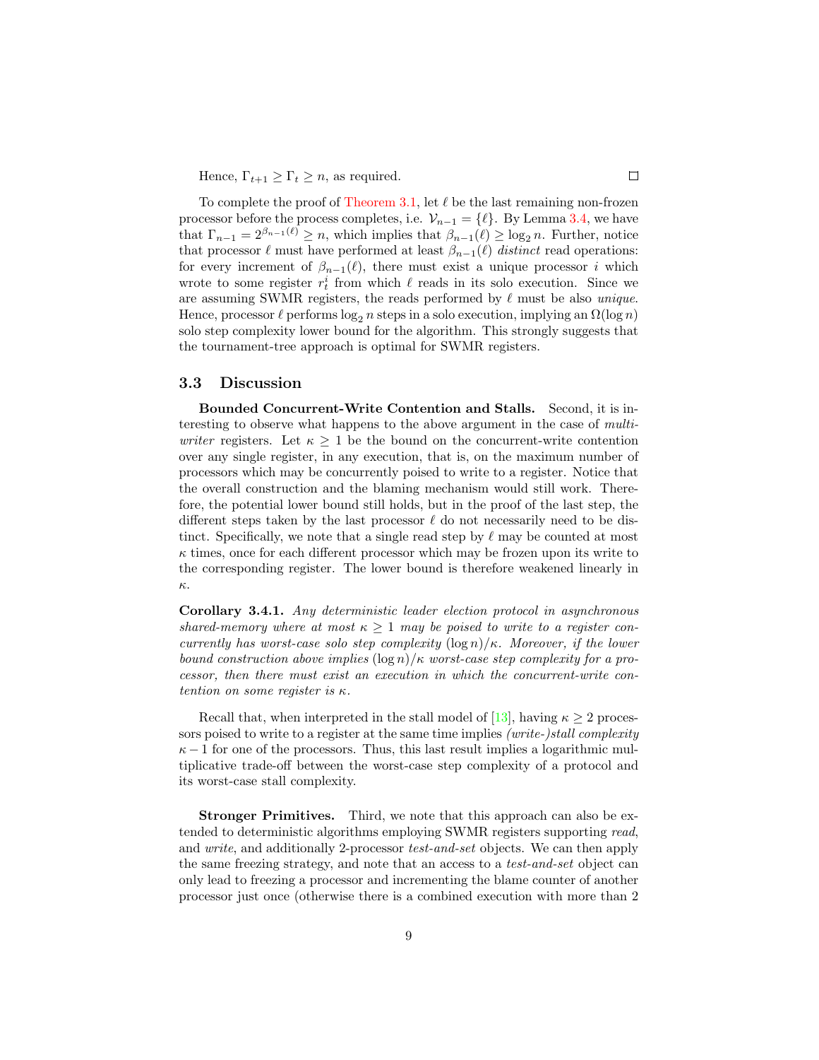Hence, $\Gamma_{t+1} \geq \Gamma_t \geq n$, as required. □

To complete the proof of Theorem 3.1, let $\ell$ be the last remaining non-frozen processor before the process completes, i.e. $\mathcal{V}_{n-1} = \{\ell\}$. By Lemma 3.4, we have that $\Gamma_{n-1} = 2^{\beta_{n-1}(\ell)} \geq n$, which implies that $\beta_{n-1}(\ell) \geq \log_2 n$. Further, notice that processor $\ell$ must have performed at least $\beta_{n-1}(\ell)$ *distinct* read operations: for every increment of $\beta_{n-1}(\ell)$, there must exist a unique processor $i$ which wrote to some register $r_t^i$ from which $\ell$ reads in its solo execution. Since we are assuming SWMR registers, the reads performed by $\ell$ must be also *unique*. Hence, processor $\ell$ performs $\log_2 n$ steps in a solo execution, implying an $\Omega(\log n)$ solo step complexity lower bound for the algorithm. This strongly suggests that the tournament-tree approach is optimal for SWMR registers.

### 3.3 Discussion

**Bounded Concurrent-Write Contention and Stalls.** Second, it is interesting to observe what happens to the above argument in the case of *multi-writer* registers. Let $\kappa \geq 1$ be the bound on the concurrent-write contention over any single register, in any execution, that is, on the maximum number of processors which may be concurrently poised to write to a register. Notice that the overall construction and the blaming mechanism would still work. Therefore, the potential lower bound still holds, but in the proof of the last step, the different steps taken by the last processor $\ell$ do not necessarily need to be distinct. Specifically, we note that a single read step by $\ell$ may be counted at most $\kappa$ times, once for each different processor which may be frozen upon its write to the corresponding register. The lower bound is therefore weakened linearly in $\kappa$.

**Corollary 3.4.1.** *Any deterministic leader election protocol in asynchronous shared-memory where at most $\kappa \geq 1$ may be poised to write to a register concurrently has worst-case solo step complexity $(\log n)/\kappa$. Moreover, if the lower bound construction above implies $(\log n)/\kappa$ worst-case step complexity for a processor, then there must exist an execution in which the concurrent-write contention on some register is $\kappa$.*

Recall that, when interpreted in the stall model of [13], having $\kappa \geq 2$ processors poised to write to a register at the same time implies *(write-)stall complexity* $\kappa - 1$ for one of the processors. Thus, this last result implies a logarithmic multiplicative trade-off between the worst-case step complexity of a protocol and its worst-case stall complexity.

**Stronger Primitives.** Third, we note that this approach can also be extended to deterministic algorithms employing SWMR registers supporting *read*, and *write*, and additionally 2-processor *test-and-set* objects. We can then apply the same freezing strategy, and note that an access to a *test-and-set* object can only lead to freezing a processor and incrementing the blame counter of another processor just once (otherwise there is a combined execution with more than 2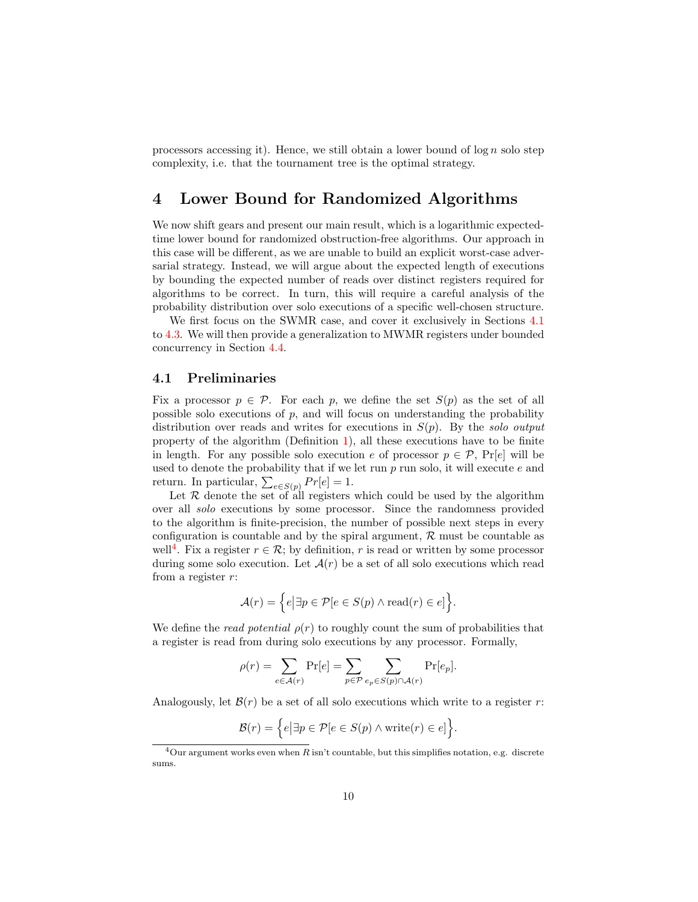processors accessing it). Hence, we still obtain a lower bound of $\log n$ solo step complexity, i.e. that the tournament tree is the optimal strategy.

# 4 Lower Bound for Randomized Algorithms

We now shift gears and present our main result, which is a logarithmic expected-time lower bound for randomized obstruction-free algorithms. Our approach in this case will be different, as we are unable to build an explicit worst-case adversarial strategy. Instead, we will argue about the expected length of executions by bounding the expected number of reads over distinct registers required for algorithms to be correct. In turn, this will require a careful analysis of the probability distribution over solo executions of a specific well-chosen structure.

We first focus on the SWMR case, and cover it exclusively in Sections 4.1 to 4.3. We will then provide a generalization to MWMR registers under bounded concurrency in Section 4.4.

## 4.1 Preliminaries

Fix a processor $p \in \mathcal{P}$. For each $p$, we define the set $S(p)$ as the set of all possible solo executions of $p$, and will focus on understanding the probability distribution over reads and writes for executions in $S(p)$. By the *solo output* property of the algorithm (Definition 1), all these executions have to be finite in length. For any possible solo execution $e$ of processor $p \in \mathcal{P}$, $\Pr[e]$ will be used to denote the probability that if we let run $p$ run solo, it will execute $e$ and return. In particular, $\sum_{e \in S(p)} Pr[e] = 1$.

Let $\mathcal{R}$ denote the set of all registers which could be used by the algorithm over all *solo* executions by some processor. Since the randomness provided to the algorithm is finite-precision, the number of possible next steps in every configuration is countable and by the spiral argument, $\mathcal{R}$ must be countable as well[4]. Fix a register $r \in \mathcal{R}$; by definition, $r$ is read or written by some processor during some solo execution. Let $\mathcal{A}(r)$ be a set of all solo executions which read from a register $r$:

$$\mathcal{A}(r) = \Big\{ e \Big| \exists p \in \mathcal{P}[e \in S(p) \wedge \text{read}(r) \in e] \Big\}.$$

We define the *read potential* $\rho(r)$ to roughly count the sum of probabilities that a register is read from during solo executions by any processor. Formally,

$$\rho(r) = \sum_{e \in \mathcal{A}(r)} \Pr[e] = \sum_{p \in \mathcal{P}} \sum_{e_p \in S(p) \cap \mathcal{A}(r)} \Pr[e_p].$$

Analogously, let $\mathcal{B}(r)$ be a set of all solo executions which write to a register $r$:

$$\mathcal{B}(r) = \Big\{ e \Big| \exists p \in \mathcal{P}[e \in S(p) \wedge \text{write}(r) \in e] \Big\}.$$

[4] Our argument works even when $R$ isn't countable, but this simplifies notation, e.g. discrete sums.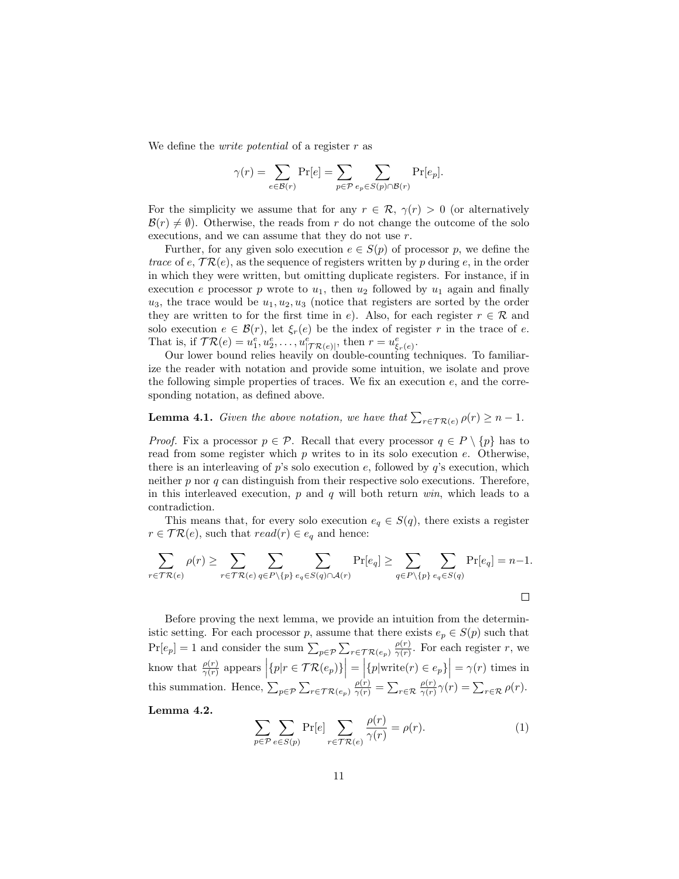We define the *write potential* of a register $r$ as

$$\gamma(r) = \sum_{e \in \mathcal{B}(r)} \Pr[e] = \sum_{p \in \mathcal{P}} \sum_{e_p \in S(p) \cap \mathcal{B}(r)} \Pr[e_p].$$

For the simplicity we assume that for any $r \in \mathcal{R}$, $\gamma(r) > 0$ (or alternatively $\mathcal{B}(r) \neq \emptyset$). Otherwise, the reads from $r$ do not change the outcome of the solo executions, and we can assume that they do not use $r$.

Further, for any given solo execution $e \in S(p)$ of processor $p$, we define the *trace* of $e$, $\mathcal{TR}(e)$, as the sequence of registers written by $p$ during $e$, in the order in which they were written, but omitting duplicate registers. For instance, if in execution $e$ processor $p$ wrote to $u_1$, then $u_2$ followed by $u_1$ again and finally $u_3$, the trace would be $u_1, u_2, u_3$ (notice that registers are sorted by the order they are written to for the first time in $e$). Also, for each register $r \in \mathcal{R}$ and solo execution $e \in \mathcal{B}(r)$, let $\xi_r(e)$ be the index of register $r$ in the trace of $e$. That is, if $\mathcal{TR}(e) = u_1^e, u_2^e, \ldots, u_{|\mathcal{TR}(e)|}^e$, then $r = u_{\xi_r(e)}^e$.

Our lower bound relies heavily on double-counting techniques. To familiarize the reader with notation and provide some intuition, we isolate and prove the following simple properties of traces. We fix an execution $e$, and the corresponding notation, as defined above.

**Lemma 4.1.** *Given the above notation, we have that* $\sum_{r \in \mathcal{TR}(e)} \rho(r) \geq n - 1$.

*Proof.* Fix a processor $p \in \mathcal{P}$. Recall that every processor $q \in P \setminus \{p\}$ has to read from some register which $p$ writes to in its solo execution $e$. Otherwise, there is an interleaving of $p$'s solo execution $e$, followed by $q$'s execution, which neither $p$ nor $q$ can distinguish from their respective solo executions. Therefore, in this interleaved execution, $p$ and $q$ will both return *win*, which leads to a contradiction.

This means that, for every solo execution $e_q \in S(q)$, there exists a register $r \in \mathcal{TR}(e)$, such that $read(r) \in e_q$ and hence:

$$\sum_{r \in \mathcal{TR}(e)} \rho(r) \geq \sum_{r \in \mathcal{TR}(e)} \sum_{q \in P \setminus \{p\}} \sum_{e_q \in S(q) \cap \mathcal{A}(r)} \Pr[e_q] \geq \sum_{q \in P \setminus \{p\}} \sum_{e_q \in S(q)} \Pr[e_q] = n - 1.$$

$\square$

Before proving the next lemma, we provide an intuition from the deterministic setting. For each processor $p$, assume that there exists $e_p \in S(p)$ such that $\Pr[e_p] = 1$ and consider the sum $\sum_{p \in \mathcal{P}} \sum_{r \in \mathcal{TR}(e_p)} \frac{\rho(r)}{\gamma(r)}$. For each register $r$, we know that $\frac{\rho(r)}{\gamma(r)}$ appears $\Big|\{p | r \in \mathcal{TR}(e_p)\}\Big| = \Big|\{p | \text{write}(r) \in e_p\}\Big| = \gamma(r)$ times in this summation. Hence, $\sum_{p \in \mathcal{P}} \sum_{r \in \mathcal{TR}(e_p)} \frac{\rho(r)}{\gamma(r)} = \sum_{r \in \mathcal{R}} \frac{\rho(r)}{\gamma(r)} \gamma(r) = \sum_{r \in \mathcal{R}} \rho(r)$.

**Lemma 4.2.**

$$\sum_{p \in \mathcal{P}} \sum_{e \in S(p)} \Pr[e] \sum_{r \in \mathcal{TR}(e)} \frac{\rho(r)}{\gamma(r)} = \rho(r). \tag{1}$$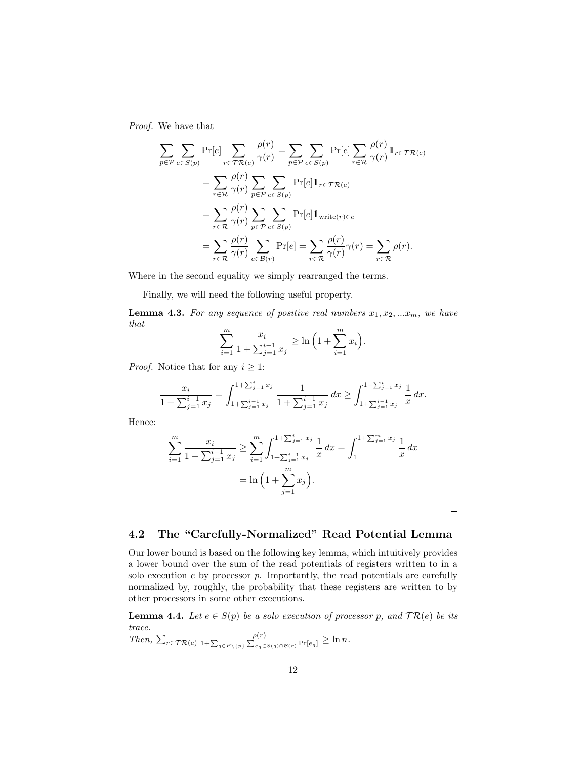*Proof.* We have that

$$\begin{aligned}
\sum_{p \in \mathcal{P}} \sum_{e \in S(p)} \Pr[e] \sum_{r \in \mathcal{TR}(e)} \frac{\rho(r)}{\gamma(r)} &= \sum_{p \in \mathcal{P}} \sum_{e \in S(p)} \Pr[e] \sum_{r \in \mathcal{R}} \frac{\rho(r)}{\gamma(r)} \mathbb{1}_{r \in \mathcal{TR}(e)} \\
&= \sum_{r \in \mathcal{R}} \frac{\rho(r)}{\gamma(r)} \sum_{p \in \mathcal{P}} \sum_{e \in S(p)} \Pr[e] \mathbb{1}_{r \in \mathcal{TR}(e)} \\
&= \sum_{r \in \mathcal{R}} \frac{\rho(r)}{\gamma(r)} \sum_{p \in \mathcal{P}} \sum_{e \in S(p)} \Pr[e] \mathbb{1}_{\text{write}(r) \in e} \\
&= \sum_{r \in \mathcal{R}} \frac{\rho(r)}{\gamma(r)} \sum_{e \in \mathcal{B}(r)} \Pr[e] = \sum_{r \in \mathcal{R}} \frac{\rho(r)}{\gamma(r)} \gamma(r) = \sum_{r \in \mathcal{R}} \rho(r).
\end{aligned}$$

Where in the second equality we simply rearranged the terms. $\square$

Finally, we will need the following useful property.

**Lemma 4.3.** *For any sequence of positive real numbers $x_1, x_2, \ldots x_m$, we have that*

$$\sum_{i=1}^{m} \frac{x_i}{1 + \sum_{j=1}^{i-1} x_j} \geq \ln\Big(1 + \sum_{i=1}^{m} x_i\Big).$$

*Proof.* Notice that for any $i \geq 1$:

$$\frac{x_i}{1 + \sum_{j=1}^{i-1} x_j} = \int_{1+\sum_{j=1}^{i-1} x_j}^{1+\sum_{j=1}^{i} x_j} \frac{1}{1 + \sum_{j=1}^{i-1} x_j} \, dx \geq \int_{1+\sum_{j=1}^{i-1} x_j}^{1+\sum_{j=1}^{i} x_j} \frac{1}{x} \, dx.$$

Hence:

$$\begin{aligned}
\sum_{i=1}^{m} \frac{x_i}{1 + \sum_{j=1}^{i-1} x_j} &\geq \sum_{i=1}^{m} \int_{1+\sum_{j=1}^{i-1} x_j}^{1+\sum_{j=1}^{i} x_j} \frac{1}{x} \, dx = \int_{1}^{1+\sum_{j=1}^{m} x_j} \frac{1}{x} \, dx \\
&= \ln\Big(1 + \sum_{j=1}^{m} x_j\Big).
\end{aligned}$$

$\square$

## 4.2 The "Carefully-Normalized" Read Potential Lemma

Our lower bound is based on the following key lemma, which intuitively provides a lower bound over the sum of the read potentials of registers written to in a solo execution $e$ by processor $p$. Importantly, the read potentials are carefully normalized by, roughly, the probability that these registers are written to by other processors in some other executions.

**Lemma 4.4.** *Let $e \in S(p)$ be a solo execution of processor $p$, and $\mathcal{TR}(e)$ be its trace.*
*Then, $\sum_{r \in \mathcal{TR}(e)} \frac{\rho(r)}{1 + \sum_{q \in P \setminus \{p\}} \sum_{e_q \in S(q) \cap \mathcal{B}(r)} \Pr[e_q]} \geq \ln n$.*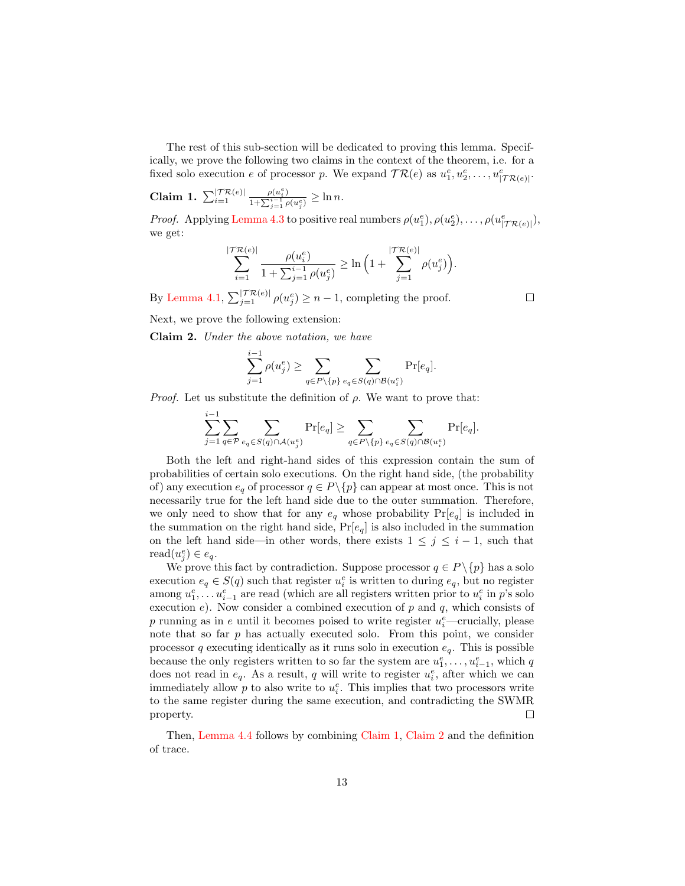The rest of this sub-section will be dedicated to proving this lemma. Specifically, we prove the following two claims in the context of the theorem, i.e. for a fixed solo execution $e$ of processor $p$. We expand $\mathcal{TR}(e)$ as $u^e_1, u^e_2, \ldots, u^e_{|\mathcal{TR}(e)|}$.

**Claim 1.** $\sum_{i=1}^{|\mathcal{TR}(e)|} \frac{\rho(u^e_i)}{1+\sum_{j=1}^{i-1}\rho(u^e_j)} \geq \ln n$.

*Proof.* Applying Lemma 4.3 to positive real numbers $\rho(u^e_1), \rho(u^e_2), \ldots, \rho(u^e_{|\mathcal{TR}(e)|})$, we get:

$$\sum_{i=1}^{|\mathcal{TR}(e)|} \frac{\rho(u^e_i)}{1+\sum_{j=1}^{i-1}\rho(u^e_j)} \geq \ln\Big(1 + \sum_{j=1}^{|\mathcal{TR}(e)|} \rho(u^e_j)\Big).$$

By Lemma 4.1, $\sum_{j=1}^{|\mathcal{TR}(e)|} \rho(u^e_j) \geq n-1$, completing the proof. □

Next, we prove the following extension:

**Claim 2.** *Under the above notation, we have*

$$\sum_{j=1}^{i-1} \rho(u^e_j) \geq \sum_{q \in P\backslash\{p\}} \sum_{e_q \in S(q)\cap\mathcal{B}(u^e_i)} \Pr[e_q].$$

*Proof.* Let us substitute the definition of $\rho$. We want to prove that:

$$\sum_{j=1}^{i-1} \sum_{q \in \mathcal{P}} \sum_{e_q \in S(q)\cap\mathcal{A}(u^e_j)} \Pr[e_q] \geq \sum_{q \in P\backslash\{p\}} \sum_{e_q \in S(q)\cap\mathcal{B}(u^e_i)} \Pr[e_q].$$

Both the left and right-hand sides of this expression contain the sum of probabilities of certain solo executions. On the right hand side, (the probability of) any execution $e_q$ of processor $q \in P\backslash\{p\}$ can appear at most once. This is not necessarily true for the left hand side due to the outer summation. Therefore, we only need to show that for any $e_q$ whose probability $\Pr[e_q]$ is included in the summation on the right hand side, $\Pr[e_q]$ is also included in the summation on the left hand side—in other words, there exists $1 \leq j \leq i-1$, such that $\text{read}(u^e_j) \in e_q$.

We prove this fact by contradiction. Suppose processor $q \in P\backslash\{p\}$ has a solo execution $e_q \in S(q)$ such that register $u^e_i$ is written to during $e_q$, but no register among $u^e_1, \ldots u^e_{i-1}$ are read (which are all registers written prior to $u^e_i$ in $p$'s solo execution $e$). Now consider a combined execution of $p$ and $q$, which consists of $p$ running as in $e$ until it becomes poised to write register $u^e_i$—crucially, please note that so far $p$ has actually executed solo. From this point, we consider processor $q$ executing identically as it runs solo in execution $e_q$. This is possible because the only registers written to so far the system are $u^e_1, \ldots, u^e_{i-1}$, which $q$ does not read in $e_q$. As a result, $q$ will write to register $u^e_i$, after which we can immediately allow $p$ to also write to $u^e_i$. This implies that two processors write to the same register during the same execution, and contradicting the SWMR property. □

Then, Lemma 4.4 follows by combining Claim 1, Claim 2 and the definition of trace.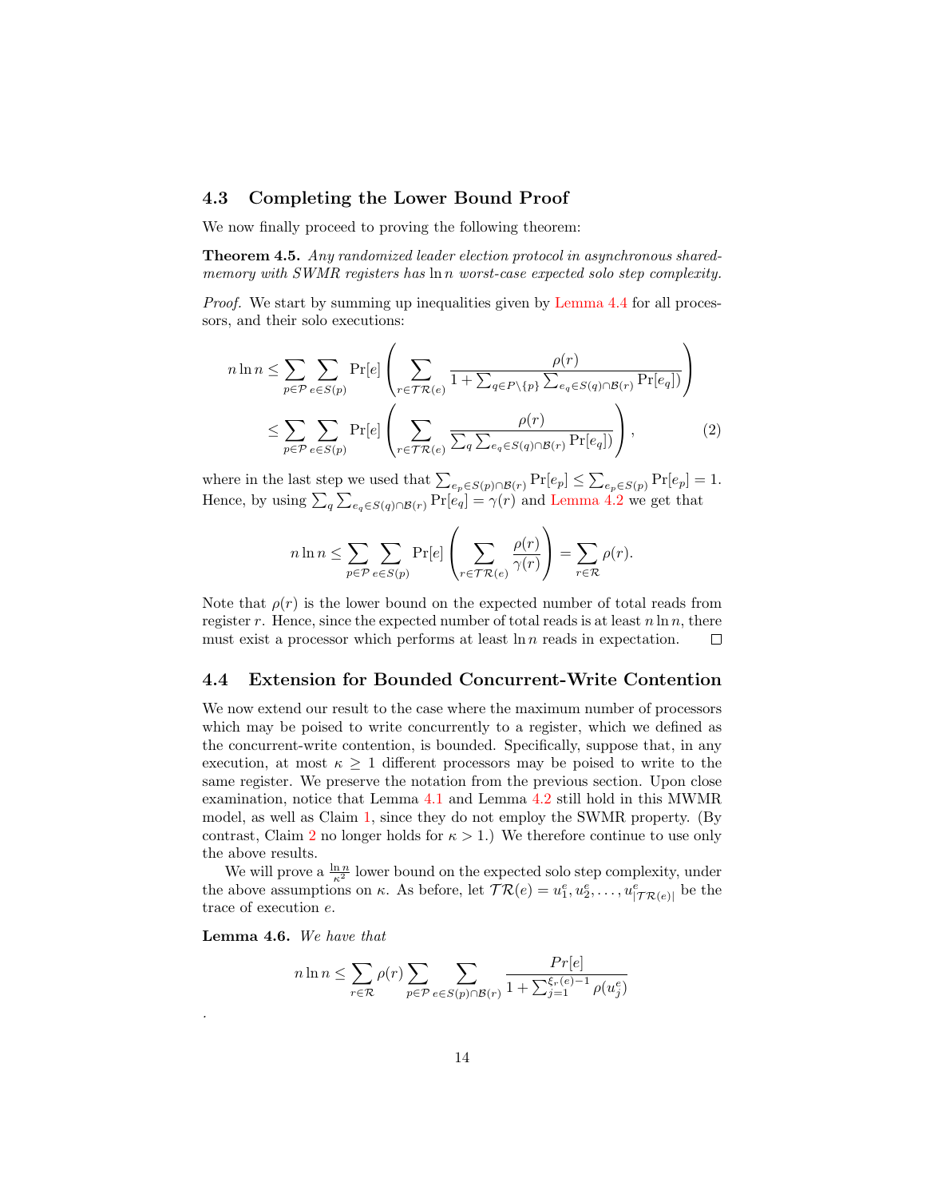### 4.3 Completing the Lower Bound Proof

We now finally proceed to proving the following theorem:

**Theorem 4.5.** *Any randomized leader election protocol in asynchronous shared-memory with SWMR registers has* $\ln n$ *worst-case expected solo step complexity.*

*Proof.* We start by summing up inequalities given by Lemma 4.4 for all processors, and their solo executions:

$$
\begin{aligned}
n \ln n &\leq \sum_{p \in \mathcal{P}} \sum_{e \in S(p)} \Pr[e] \left( \sum_{r \in \mathcal{TR}(e)} \frac{\rho(r)}{1 + \sum_{q \in P \setminus \{p\}} \sum_{e_q \in S(q) \cap \mathcal{B}(r)} \Pr[e_q])} \right) \\
&\leq \sum_{p \in \mathcal{P}} \sum_{e \in S(p)} \Pr[e] \left( \sum_{r \in \mathcal{TR}(e)} \frac{\rho(r)}{\sum_q \sum_{e_q \in S(q) \cap \mathcal{B}(r)} \Pr[e_q])} \right), \qquad (2)
\end{aligned}
$$

where in the last step we used that $\sum_{e_p \in S(p) \cap \mathcal{B}(r)} \Pr[e_p] \leq \sum_{e_p \in S(p)} \Pr[e_p] = 1$. Hence, by using $\sum_q \sum_{e_q \in S(q) \cap \mathcal{B}(r)} \Pr[e_q] = \gamma(r)$ and Lemma 4.2 we get that

$$
n \ln n \leq \sum_{p \in \mathcal{P}} \sum_{e \in S(p)} \Pr[e] \left( \sum_{r \in \mathcal{TR}(e)} \frac{\rho(r)}{\gamma(r)} \right) = \sum_{r \in \mathcal{R}} \rho(r).
$$

Note that $\rho(r)$ is the lower bound on the expected number of total reads from register $r$. Hence, since the expected number of total reads is at least $n \ln n$, there must exist a processor which performs at least $\ln n$ reads in expectation. $\square$

### 4.4 Extension for Bounded Concurrent-Write Contention

We now extend our result to the case where the maximum number of processors which may be poised to write concurrently to a register, which we defined as the concurrent-write contention, is bounded. Specifically, suppose that, in any execution, at most $\kappa \geq 1$ different processors may be poised to write to the same register. We preserve the notation from the previous section. Upon close examination, notice that Lemma 4.1 and Lemma 4.2 still hold in this MWMR model, as well as Claim 1, since they do not employ the SWMR property. (By contrast, Claim 2 no longer holds for $\kappa > 1$.) We therefore continue to use only the above results.

We will prove a $\frac{\ln n}{\kappa^2}$ lower bound on the expected solo step complexity, under the above assumptions on $\kappa$. As before, let $\mathcal{TR}(e) = u_1^e, u_2^e, \ldots, u_{|\mathcal{TR}(e)|}^e$ be the trace of execution $e$.

**Lemma 4.6.** *We have that*

$$
n \ln n \leq \sum_{r \in \mathcal{R}} \rho(r) \sum_{p \in \mathcal{P}} \sum_{e \in S(p) \cap \mathcal{B}(r)} \frac{Pr[e]}{1 + \sum_{j=1}^{\xi_r(e)-1} \rho(u_j^e)}
$$

.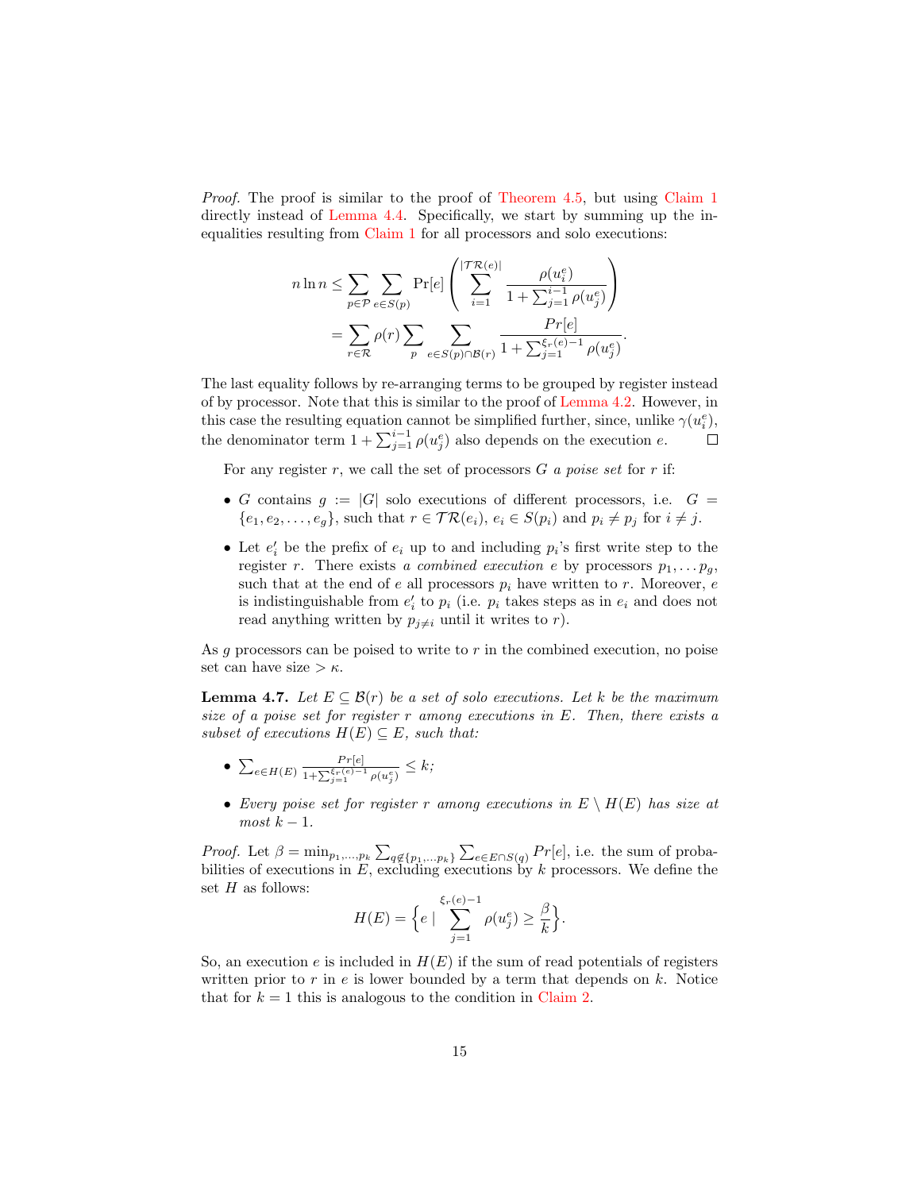*Proof.* The proof is similar to the proof of Theorem 4.5, but using Claim 1 directly instead of Lemma 4.4. Specifically, we start by summing up the inequalities resulting from Claim 1 for all processors and solo executions:

$$
\begin{aligned}
n \ln n &\leq \sum_{p \in \mathcal{P}} \sum_{e \in S(p)} \Pr[e] \left( \sum_{i=1}^{|\mathcal{TR}(e)|} \frac{\rho(u_i^e)}{1 + \sum_{j=1}^{i-1} \rho(u_j^e)} \right) \\
&= \sum_{r \in \mathcal{R}} \rho(r) \sum_{p} \sum_{e \in S(p) \cap \mathcal{B}(r)} \frac{Pr[e]}{1 + \sum_{j=1}^{\xi_r(e)-1} \rho(u_j^e)}.
\end{aligned}
$$

The last equality follows by re-arranging terms to be grouped by register instead of by processor. Note that this is similar to the proof of Lemma 4.2. However, in this case the resulting equation cannot be simplified further, since, unlike $\gamma(u_i^e)$, the denominator term $1 + \sum_{j=1}^{i-1} \rho(u_j^e)$ also depends on the execution $e$. $\square$

For any register $r$, we call the set of processors $G$ *a poise set* for $r$ if:

- $G$ contains $g := |G|$ solo executions of different processors, i.e. $G = \{e_1, e_2, \ldots, e_g\}$, such that $r \in \mathcal{TR}(e_i)$, $e_i \in S(p_i)$ and $p_i \neq p_j$ for $i \neq j$.
- Let $e_i'$ be the prefix of $e_i$ up to and including $p_i$'s first write step to the register $r$. There exists *a combined execution* $e$ by processors $p_1, \ldots p_g$, such that at the end of $e$ all processors $p_i$ have written to $r$. Moreover, $e$ is indistinguishable from $e_i'$ to $p_i$ (i.e. $p_i$ takes steps as in $e_i$ and does not read anything written by $p_{j \neq i}$ until it writes to $r$).

As $g$ processors can be poised to write to $r$ in the combined execution, no poise set can have size $> \kappa$.

**Lemma 4.7.** *Let $E \subseteq \mathcal{B}(r)$ be a set of solo executions. Let $k$ be the maximum size of a poise set for register $r$ among executions in $E$. Then, there exists a subset of executions $H(E) \subseteq E$, such that:*

- $\sum_{e \in H(E)} \frac{Pr[e]}{1 + \sum_{j=1}^{\xi_r(e)-1} \rho(u_j^e)} \leq k$;
- *Every poise set for register $r$ among executions in $E \setminus H(E)$ has size at most $k - 1$.*

*Proof.* Let $\beta = \min_{p_1, \ldots p_k} \sum_{q \notin \{p_1, \ldots p_k\}} \sum_{e \in E \cap S(q)} Pr[e]$, i.e. the sum of probabilities of executions in $E$, excluding executions by $k$ processors. We define the set $H$ as follows:

$$
H(E) = \Big\{ e \mid \sum_{j=1}^{\xi_r(e)-1} \rho(u_j^e) \geq \frac{\beta}{k} \Big\}.
$$

So, an execution $e$ is included in $H(E)$ if the sum of read potentials of registers written prior to $r$ in $e$ is lower bounded by a term that depends on $k$. Notice that for $k = 1$ this is analogous to the condition in Claim 2.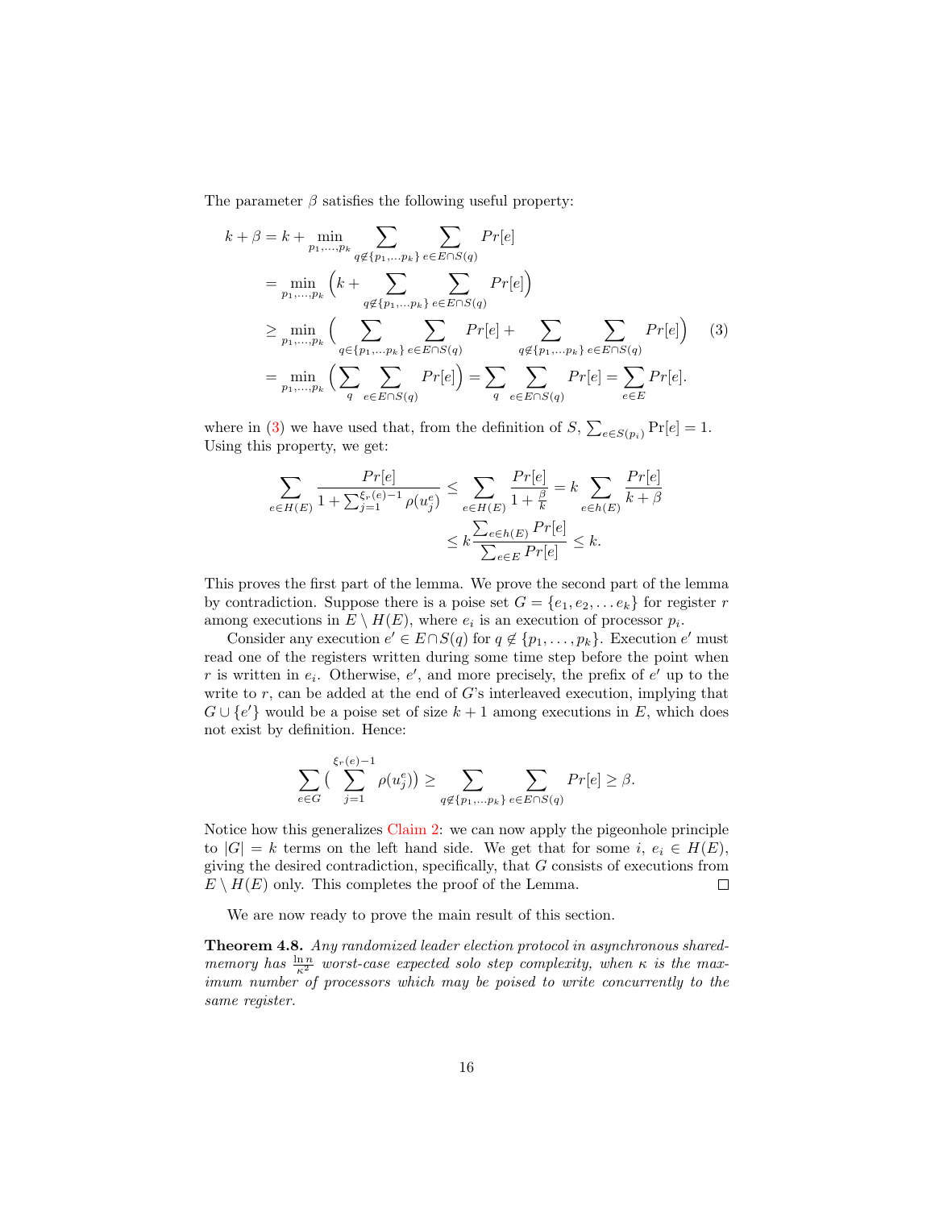The parameter $\beta$ satisfies the following useful property:

$$
\begin{aligned}
k + \beta &= k + \min_{p_1,\ldots,p_k} \sum_{q \notin \{p_1,\ldots p_k\}} \sum_{e \in E \cap S(q)} Pr[e] \\
&= \min_{p_1,\ldots,p_k} \Big( k + \sum_{q \notin \{p_1,\ldots p_k\}} \sum_{e \in E \cap S(q)} Pr[e] \Big) \\
&\geq \min_{p_1,\ldots,p_k} \Big( \sum_{q \in \{p_1,\ldots p_k\}} \sum_{e \in E \cap S(q)} Pr[e] + \sum_{q \notin \{p_1,\ldots p_k\}} \sum_{e \in E \cap S(q)} Pr[e] \Big) \qquad (3) \\
&= \min_{p_1,\ldots,p_k} \Big( \sum_{q} \sum_{e \in E \cap S(q)} Pr[e] \Big) = \sum_{q} \sum_{e \in E \cap S(q)} Pr[e] = \sum_{e \in E} Pr[e].
\end{aligned}
$$

where in (3) we have used that, from the definition of $S$, $\sum_{e \in S(p_i)} \Pr[e] = 1$. Using this property, we get:

$$
\begin{aligned}
\sum_{e \in H(E)} \frac{Pr[e]}{1 + \sum_{j=1}^{\xi_r(e)-1} \rho(u_j^e)} &\leq \sum_{e \in H(E)} \frac{Pr[e]}{1 + \frac{\beta}{k}} = k \sum_{e \in h(E)} \frac{Pr[e]}{k + \beta} \\
&\leq k \frac{\sum_{e \in h(E)} Pr[e]}{\sum_{e \in E} Pr[e]} \leq k.
\end{aligned}
$$

This proves the first part of the lemma. We prove the second part of the lemma by contradiction. Suppose there is a poise set $G = \{e_1, e_2, \ldots e_k\}$ for register $r$ among executions in $E \setminus H(E)$, where $e_i$ is an execution of processor $p_i$.

Consider any execution $e' \in E \cap S(q)$ for $q \notin \{p_1, \ldots, p_k\}$. Execution $e'$ must read one of the registers written during some time step before the point when $r$ is written in $e_i$. Otherwise, $e'$, and more precisely, the prefix of $e'$ up to the write to $r$, can be added at the end of $G$'s interleaved execution, implying that $G \cup \{e'\}$ would be a poise set of size $k+1$ among executions in $E$, which does not exist by definition. Hence:

$$
\sum_{e \in G} \Big( \sum_{j=1}^{\xi_r(e)-1} \rho(u_j^e) \Big) \geq \sum_{q \notin \{p_1,\ldots p_k\}} \sum_{e \in E \cap S(q)} Pr[e] \geq \beta.
$$

Notice how this generalizes Claim 2: we can now apply the pigeonhole principle to $|G| = k$ terms on the left hand side. We get that for some $i$, $e_i \in H(E)$, giving the desired contradiction, specifically, that $G$ consists of executions from $E \setminus H(E)$ only. This completes the proof of the Lemma. $\square$

We are now ready to prove the main result of this section.

**Theorem 4.8.** *Any randomized leader election protocol in asynchronous shared-memory has $\frac{\ln n}{\kappa^2}$ worst-case expected solo step complexity, when $\kappa$ is the maximum number of processors which may be poised to write concurrently to the same register.*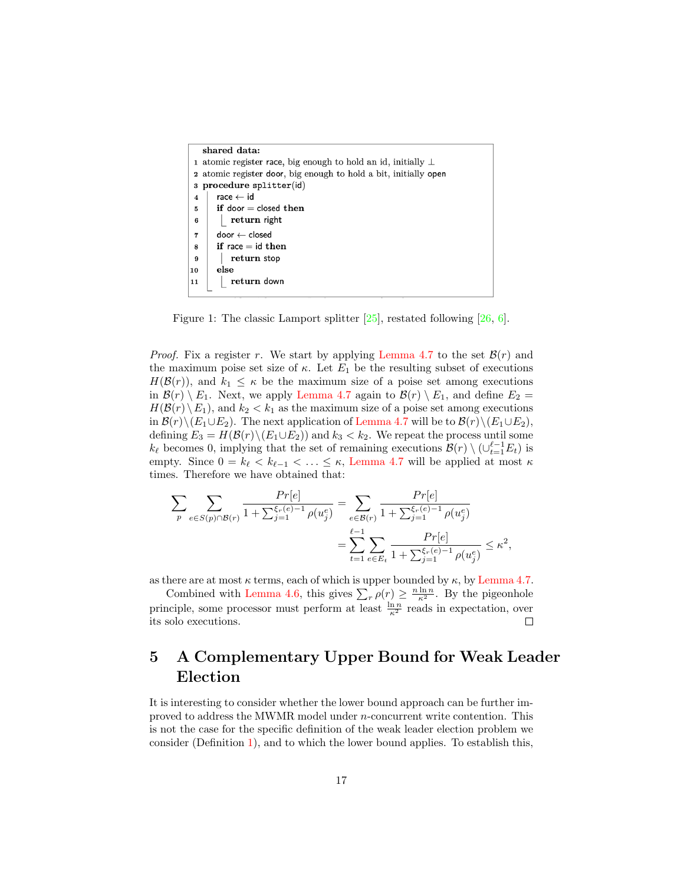```
shared data:
1 atomic register race, big enough to hold an id, initially ⊥
2 atomic register door, big enough to hold a bit, initially open
3 procedure splitter(id)
4     race ← id
5     if door = closed then
6         return right
7     door ← closed
8     if race = id then
9         return stop
10    else
11        return down
```

Figure 1: The classic Lamport splitter [25], restated following [26, 6].

*Proof.* Fix a register $r$. We start by applying Lemma 4.7 to the set $\mathcal{B}(r)$ and the maximum poise set size of $\kappa$. Let $E_1$ be the resulting subset of executions $H(\mathcal{B}(r))$, and $k_1 \leq \kappa$ be the maximum size of a poise set among executions in $\mathcal{B}(r) \setminus E_1$. Next, we apply Lemma 4.7 again to $\mathcal{B}(r) \setminus E_1$, and define $E_2 = H(\mathcal{B}(r) \setminus E_1)$, and $k_2 < k_1$ as the maximum size of a poise set among executions in $\mathcal{B}(r) \setminus (E_1 \cup E_2)$. The next application of Lemma 4.7 will be to $\mathcal{B}(r) \setminus (E_1 \cup E_2)$, defining $E_3 = H(\mathcal{B}(r) \setminus (E_1 \cup E_2))$ and $k_3 < k_2$. We repeat the process until some $k_\ell$ becomes 0, implying that the set of remaining executions $\mathcal{B}(r) \setminus (\cup_{t=1}^{\ell-1} E_t)$ is empty. Since $0 = k_\ell < k_{\ell-1} < \ldots \leq \kappa$, Lemma 4.7 will be applied at most $\kappa$ times. Therefore we have obtained that:

$$\sum_p \sum_{e \in S(p) \cap \mathcal{B}(r)} \frac{Pr[e]}{1 + \sum_{j=1}^{\xi_r(e)-1} \rho(u_j^e)} = \sum_{e \in \mathcal{B}(r)} \frac{Pr[e]}{1 + \sum_{j=1}^{\xi_r(e)-1} \rho(u_j^e)}$$

$$= \sum_{t=1}^{\ell-1} \sum_{e \in E_t} \frac{Pr[e]}{1 + \sum_{j=1}^{\xi_r(e)-1} \rho(u_j^e)} \leq \kappa^2,$$

as there are at most $\kappa$ terms, each of which is upper bounded by $\kappa$, by Lemma 4.7.

Combined with Lemma 4.6, this gives $\sum_r \rho(r) \geq \frac{n \ln n}{\kappa^2}$. By the pigeonhole principle, some processor must perform at least $\frac{\ln n}{\kappa^2}$ reads in expectation, over its solo executions. □

# 5 A Complementary Upper Bound for Weak Leader Election

It is interesting to consider whether the lower bound approach can be further improved to address the MWMR model under $n$-concurrent write contention. This is not the case for the specific definition of the weak leader election problem we consider (Definition 1), and to which the lower bound applies. To establish this,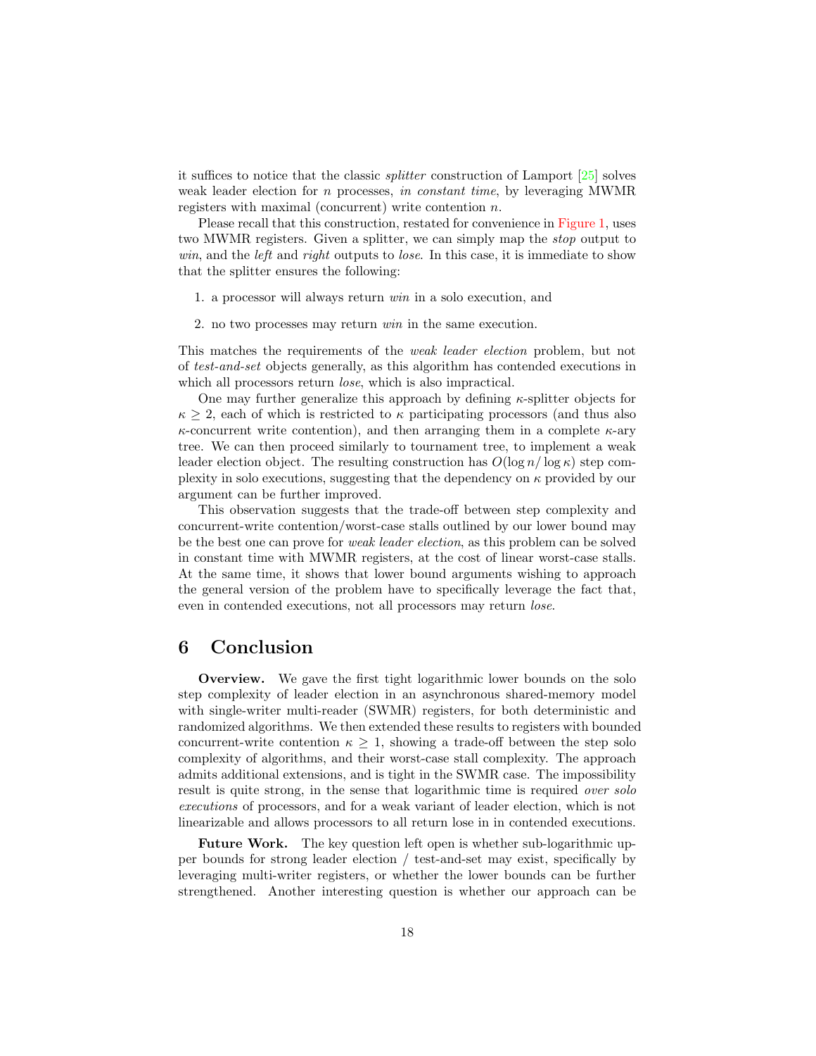it suffices to notice that the classic *splitter* construction of Lamport [25] solves weak leader election for $n$ processes, *in constant time*, by leveraging MWMR registers with maximal (concurrent) write contention $n$.

Please recall that this construction, restated for convenience in Figure 1, uses two MWMR registers. Given a splitter, we can simply map the *stop* output to *win*, and the *left* and *right* outputs to *lose*. In this case, it is immediate to show that the splitter ensures the following:

1. a processor will always return *win* in a solo execution, and
2. no two processes may return *win* in the same execution.

This matches the requirements of the *weak leader election* problem, but not of *test-and-set* objects generally, as this algorithm has contended executions in which all processors return *lose*, which is also impractical.

One may further generalize this approach by defining $\kappa$-splitter objects for $\kappa \geq 2$, each of which is restricted to $\kappa$ participating processors (and thus also $\kappa$-concurrent write contention), and then arranging them in a complete $\kappa$-ary tree. We can then proceed similarly to tournament tree, to implement a weak leader election object. The resulting construction has $O(\log n / \log \kappa)$ step complexity in solo executions, suggesting that the dependency on $\kappa$ provided by our argument can be further improved.

This observation suggests that the trade-off between step complexity and concurrent-write contention/worst-case stalls outlined by our lower bound may be the best one can prove for *weak leader election*, as this problem can be solved in constant time with MWMR registers, at the cost of linear worst-case stalls. At the same time, it shows that lower bound arguments wishing to approach the general version of the problem have to specifically leverage the fact that, even in contended executions, not all processors may return *lose*.

# 6 Conclusion

**Overview.** We gave the first tight logarithmic lower bounds on the solo step complexity of leader election in an asynchronous shared-memory model with single-writer multi-reader (SWMR) registers, for both deterministic and randomized algorithms. We then extended these results to registers with bounded concurrent-write contention $\kappa \geq 1$, showing a trade-off between the step solo complexity of algorithms, and their worst-case stall complexity. The approach admits additional extensions, and is tight in the SWMR case. The impossibility result is quite strong, in the sense that logarithmic time is required *over solo executions* of processors, and for a weak variant of leader election, which is not linearizable and allows processors to all return lose in in contended executions.

**Future Work.** The key question left open is whether sub-logarithmic upper bounds for strong leader election / test-and-set may exist, specifically by leveraging multi-writer registers, or whether the lower bounds can be further strengthened. Another interesting question is whether our approach can be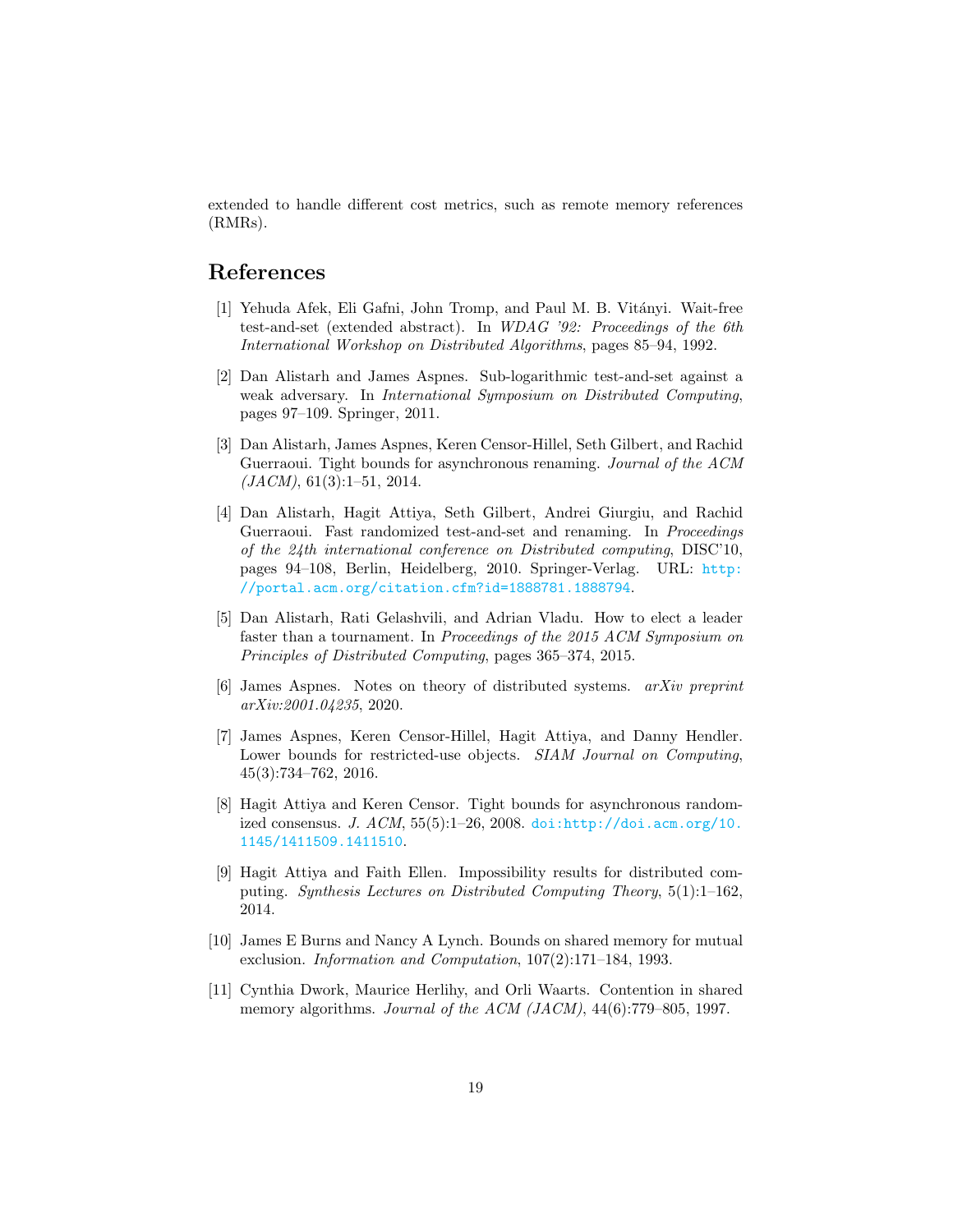extended to handle different cost metrics, such as remote memory references (RMRs).

## References

[1] Yehuda Afek, Eli Gafni, John Tromp, and Paul M. B. Vitányi. Wait-free test-and-set (extended abstract). In *WDAG '92: Proceedings of the 6th International Workshop on Distributed Algorithms*, pages 85–94, 1992.

[2] Dan Alistarh and James Aspnes. Sub-logarithmic test-and-set against a weak adversary. In *International Symposium on Distributed Computing*, pages 97–109. Springer, 2011.

[3] Dan Alistarh, James Aspnes, Keren Censor-Hillel, Seth Gilbert, and Rachid Guerraoui. Tight bounds for asynchronous renaming. *Journal of the ACM (JACM)*, 61(3):1–51, 2014.

[4] Dan Alistarh, Hagit Attiya, Seth Gilbert, Andrei Giurgiu, and Rachid Guerraoui. Fast randomized test-and-set and renaming. In *Proceedings of the 24th international conference on Distributed computing*, DISC'10, pages 94–108, Berlin, Heidelberg, 2010. Springer-Verlag. URL: http://portal.acm.org/citation.cfm?id=1888781.1888794.

[5] Dan Alistarh, Rati Gelashvili, and Adrian Vladu. How to elect a leader faster than a tournament. In *Proceedings of the 2015 ACM Symposium on Principles of Distributed Computing*, pages 365–374, 2015.

[6] James Aspnes. Notes on theory of distributed systems. *arXiv preprint arXiv:2001.04235*, 2020.

[7] James Aspnes, Keren Censor-Hillel, Hagit Attiya, and Danny Hendler. Lower bounds for restricted-use objects. *SIAM Journal on Computing*, 45(3):734–762, 2016.

[8] Hagit Attiya and Keren Censor. Tight bounds for asynchronous randomized consensus. *J. ACM*, 55(5):1–26, 2008. doi:http://doi.acm.org/10.1145/1411509.1411510.

[9] Hagit Attiya and Faith Ellen. Impossibility results for distributed computing. *Synthesis Lectures on Distributed Computing Theory*, 5(1):1–162, 2014.

[10] James E Burns and Nancy A Lynch. Bounds on shared memory for mutual exclusion. *Information and Computation*, 107(2):171–184, 1993.

[11] Cynthia Dwork, Maurice Herlihy, and Orli Waarts. Contention in shared memory algorithms. *Journal of the ACM (JACM)*, 44(6):779–805, 1997.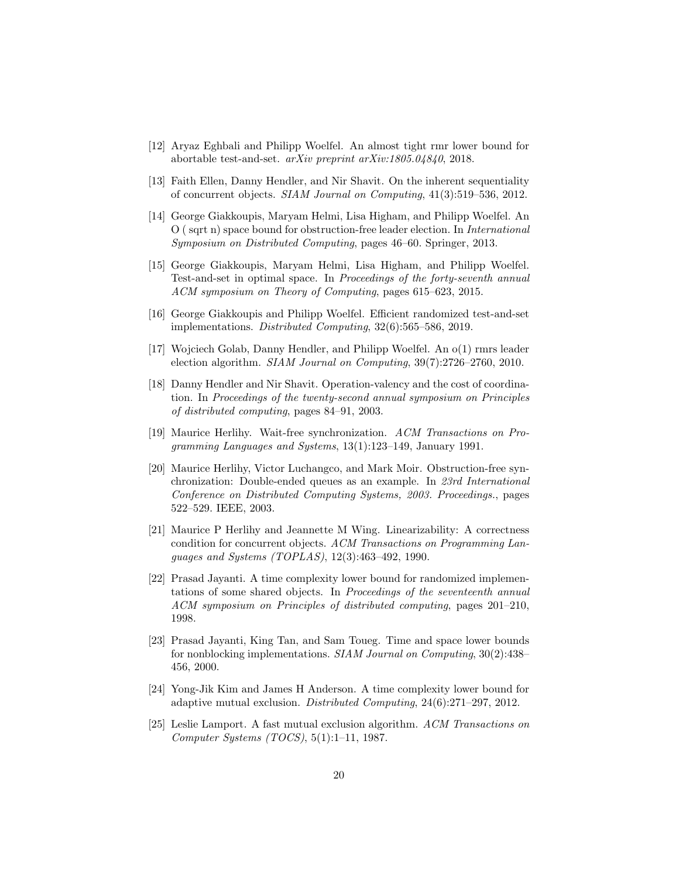[12] Aryaz Eghbali and Philipp Woelfel. An almost tight rmr lower bound for abortable test-and-set. *arXiv preprint arXiv:1805.04840*, 2018.

[13] Faith Ellen, Danny Hendler, and Nir Shavit. On the inherent sequentiality of concurrent objects. *SIAM Journal on Computing*, 41(3):519–536, 2012.

[14] George Giakkoupis, Maryam Helmi, Lisa Higham, and Philipp Woelfel. An O ( sqrt n) space bound for obstruction-free leader election. In *International Symposium on Distributed Computing*, pages 46–60. Springer, 2013.

[15] George Giakkoupis, Maryam Helmi, Lisa Higham, and Philipp Woelfel. Test-and-set in optimal space. In *Proceedings of the forty-seventh annual ACM symposium on Theory of Computing*, pages 615–623, 2015.

[16] George Giakkoupis and Philipp Woelfel. Efficient randomized test-and-set implementations. *Distributed Computing*, 32(6):565–586, 2019.

[17] Wojciech Golab, Danny Hendler, and Philipp Woelfel. An o(1) rmrs leader election algorithm. *SIAM Journal on Computing*, 39(7):2726–2760, 2010.

[18] Danny Hendler and Nir Shavit. Operation-valency and the cost of coordination. In *Proceedings of the twenty-second annual symposium on Principles of distributed computing*, pages 84–91, 2003.

[19] Maurice Herlihy. Wait-free synchronization. *ACM Transactions on Programming Languages and Systems*, 13(1):123–149, January 1991.

[20] Maurice Herlihy, Victor Luchangco, and Mark Moir. Obstruction-free synchronization: Double-ended queues as an example. In *23rd International Conference on Distributed Computing Systems, 2003. Proceedings.*, pages 522–529. IEEE, 2003.

[21] Maurice P Herlihy and Jeannette M Wing. Linearizability: A correctness condition for concurrent objects. *ACM Transactions on Programming Languages and Systems (TOPLAS)*, 12(3):463–492, 1990.

[22] Prasad Jayanti. A time complexity lower bound for randomized implementations of some shared objects. In *Proceedings of the seventeenth annual ACM symposium on Principles of distributed computing*, pages 201–210, 1998.

[23] Prasad Jayanti, King Tan, and Sam Toueg. Time and space lower bounds for nonblocking implementations. *SIAM Journal on Computing*, 30(2):438–456, 2000.

[24] Yong-Jik Kim and James H Anderson. A time complexity lower bound for adaptive mutual exclusion. *Distributed Computing*, 24(6):271–297, 2012.

[25] Leslie Lamport. A fast mutual exclusion algorithm. *ACM Transactions on Computer Systems (TOCS)*, 5(1):1–11, 1987.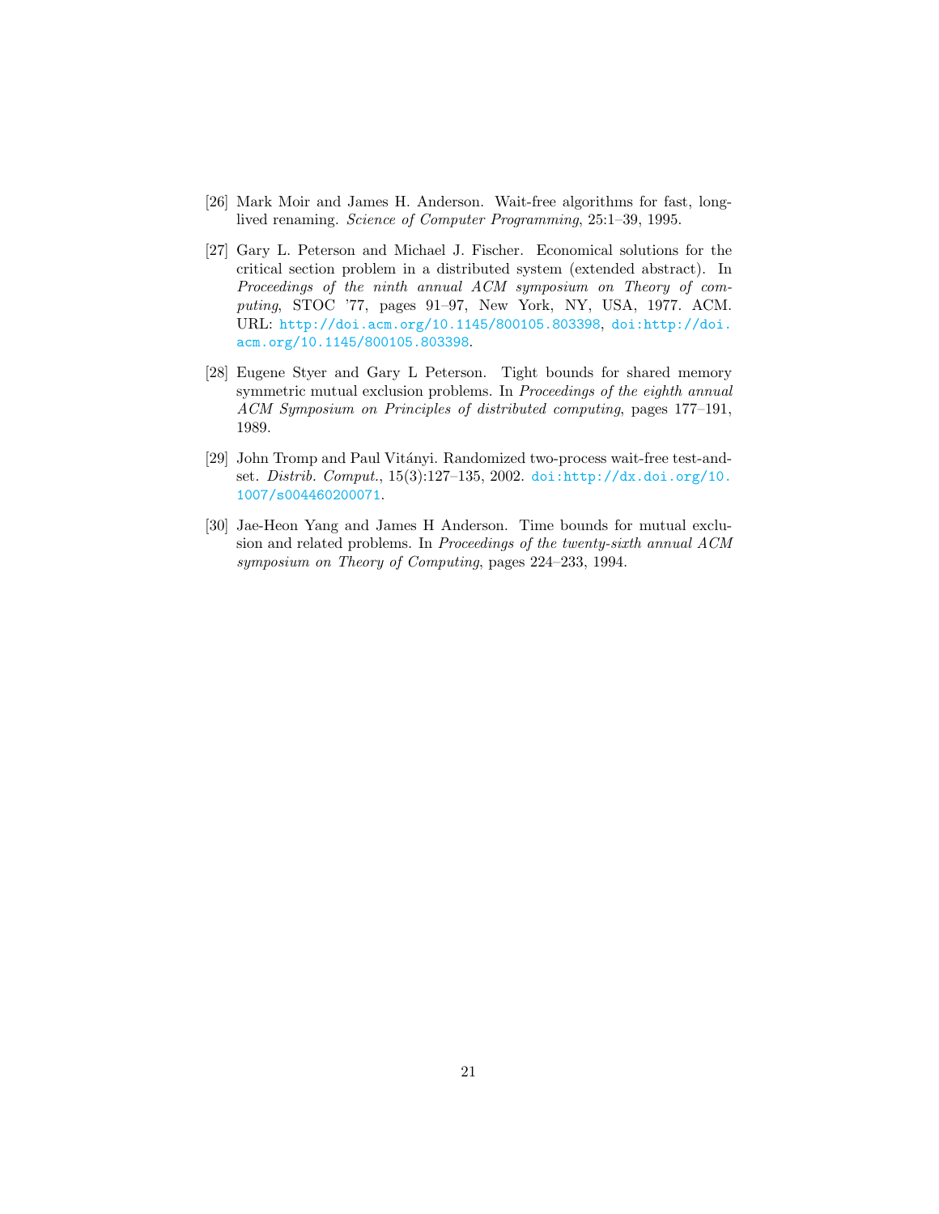[26] Mark Moir and James H. Anderson. Wait-free algorithms for fast, long-lived renaming. *Science of Computer Programming*, 25:1–39, 1995.

[27] Gary L. Peterson and Michael J. Fischer. Economical solutions for the critical section problem in a distributed system (extended abstract). In *Proceedings of the ninth annual ACM symposium on Theory of computing*, STOC '77, pages 91–97, New York, NY, USA, 1977. ACM. URL: http://doi.acm.org/10.1145/800105.803398, doi:http://doi.acm.org/10.1145/800105.803398.

[28] Eugene Styer and Gary L Peterson. Tight bounds for shared memory symmetric mutual exclusion problems. In *Proceedings of the eighth annual ACM Symposium on Principles of distributed computing*, pages 177–191, 1989.

[29] John Tromp and Paul Vitányi. Randomized two-process wait-free test-and-set. *Distrib. Comput.*, 15(3):127–135, 2002. doi:http://dx.doi.org/10.1007/s004460200071.

[30] Jae-Heon Yang and James H Anderson. Time bounds for mutual exclusion and related problems. In *Proceedings of the twenty-sixth annual ACM symposium on Theory of Computing*, pages 224–233, 1994.